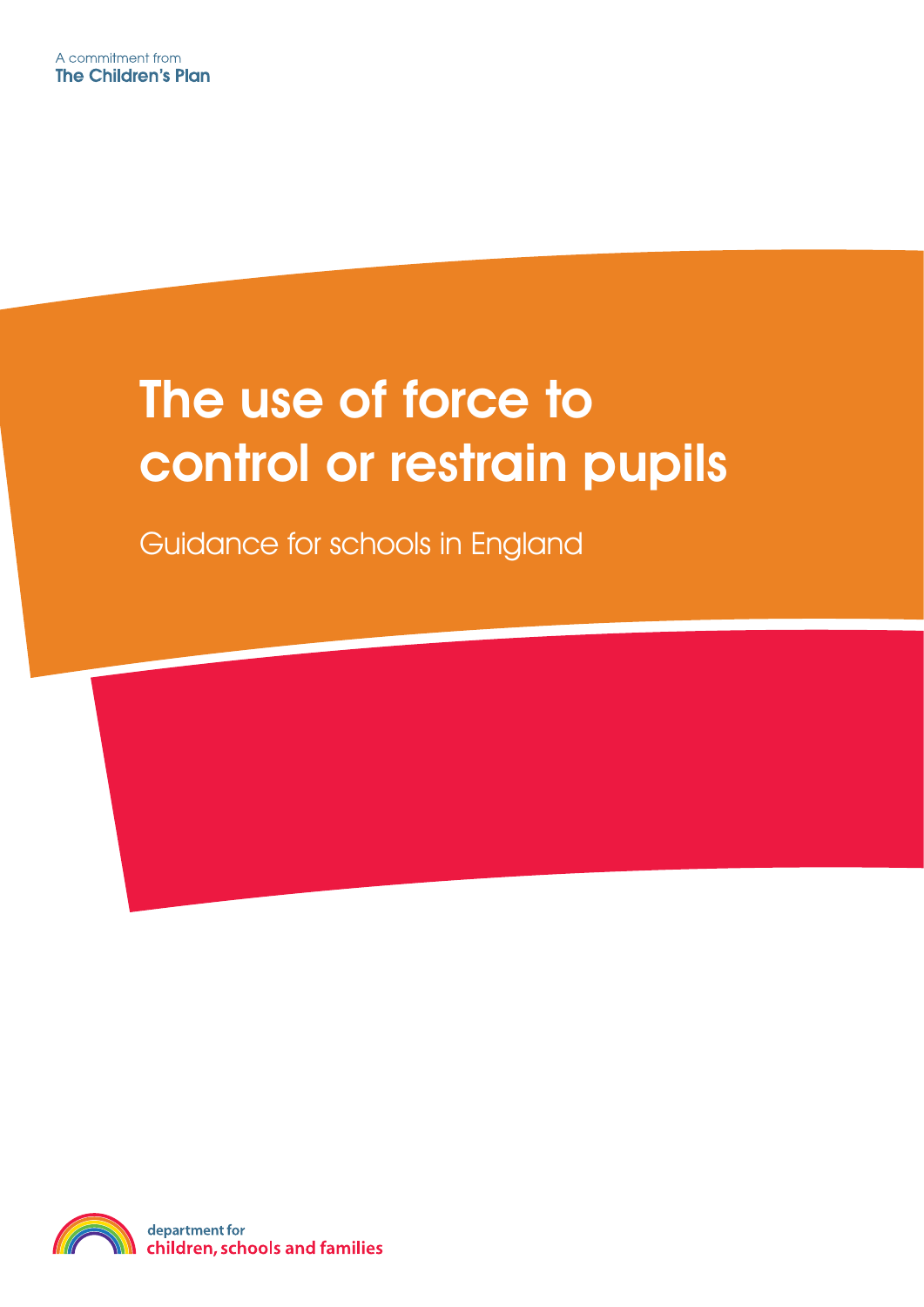A commitment from
**The Children's Plan**

# The use of force to control or restrain pupils

## Guidance for schools in England

department for
children, schools and families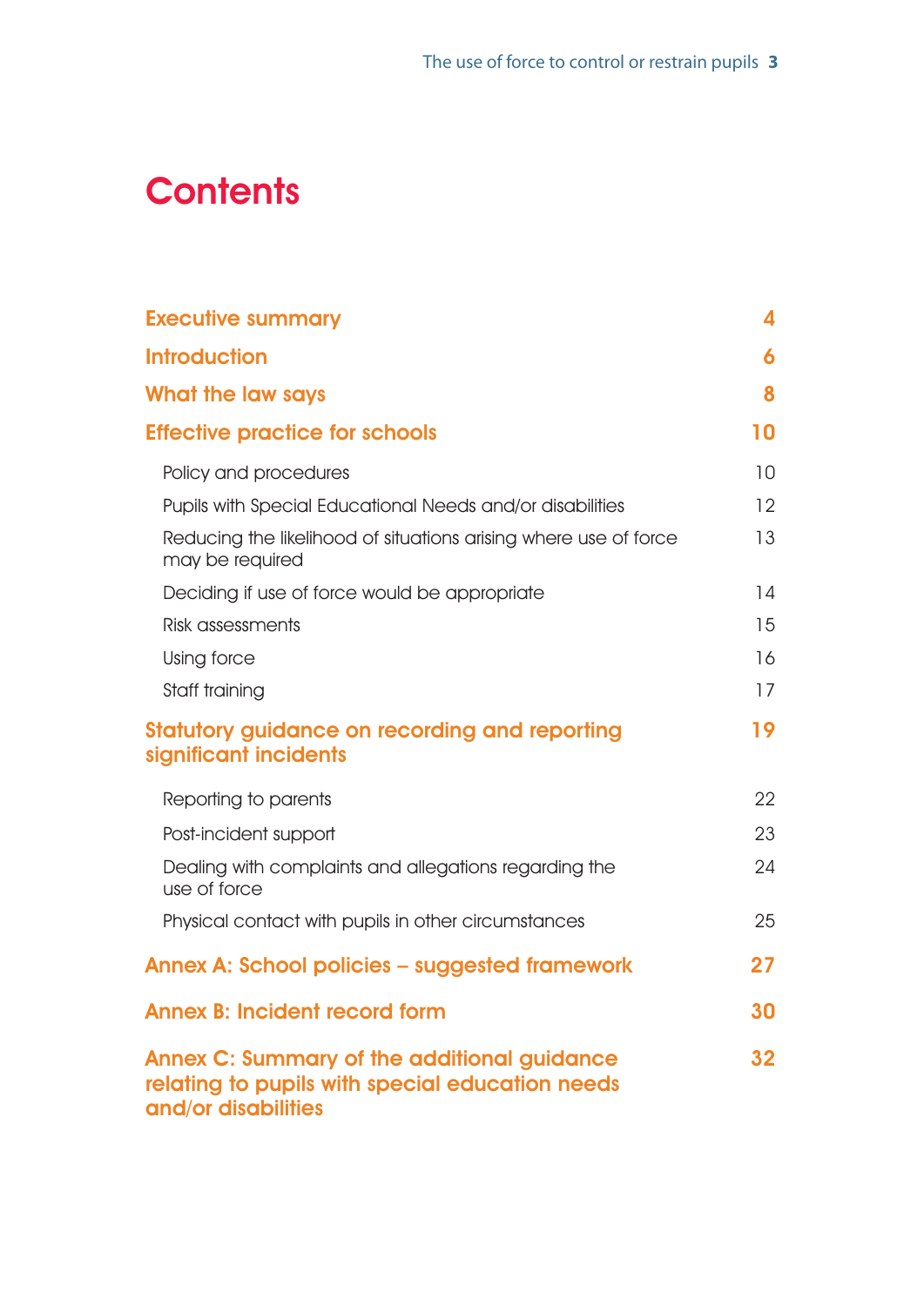# Contents

| | |
|---|---|
| **Executive summary** | **4** |
| **Introduction** | **6** |
| **What the law says** | **8** |
| **Effective practice for schools** | **10** |
| Policy and procedures | 10 |
| Pupils with Special Educational Needs and/or disabilities | 12 |
| Reducing the likelihood of situations arising where use of force may be required | 13 |
| Deciding if use of force would be appropriate | 14 |
| Risk assessments | 15 |
| Using force | 16 |
| Staff training | 17 |
| **Statutory guidance on recording and reporting significant incidents** | **19** |
| Reporting to parents | 22 |
| Post-incident support | 23 |
| Dealing with complaints and allegations regarding the use of force | 24 |
| Physical contact with pupils in other circumstances | 25 |
| **Annex A: School policies – suggested framework** | **27** |
| **Annex B: Incident record form** | **30** |
| **Annex C: Summary of the additional guidance relating to pupils with special education needs and/or disabilities** | **32** |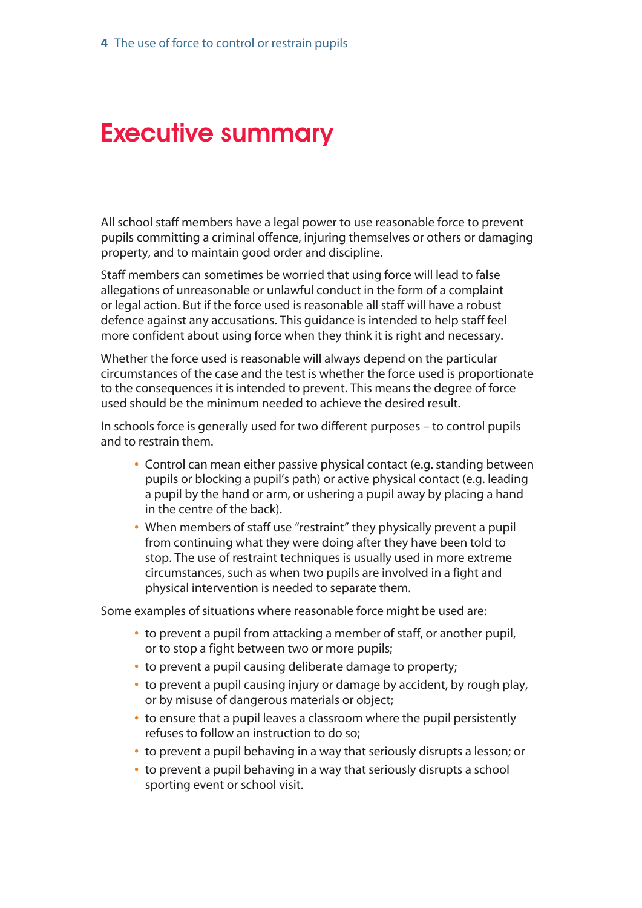# Executive summary

All school staff members have a legal power to use reasonable force to prevent pupils committing a criminal offence, injuring themselves or others or damaging property, and to maintain good order and discipline.

Staff members can sometimes be worried that using force will lead to false allegations of unreasonable or unlawful conduct in the form of a complaint or legal action. But if the force used is reasonable all staff will have a robust defence against any accusations. This guidance is intended to help staff feel more confident about using force when they think it is right and necessary.

Whether the force used is reasonable will always depend on the particular circumstances of the case and the test is whether the force used is proportionate to the consequences it is intended to prevent. This means the degree of force used should be the minimum needed to achieve the desired result.

In schools force is generally used for two different purposes – to control pupils and to restrain them.

- Control can mean either passive physical contact (e.g. standing between pupils or blocking a pupil's path) or active physical contact (e.g. leading a pupil by the hand or arm, or ushering a pupil away by placing a hand in the centre of the back).
- When members of staff use "restraint" they physically prevent a pupil from continuing what they were doing after they have been told to stop. The use of restraint techniques is usually used in more extreme circumstances, such as when two pupils are involved in a fight and physical intervention is needed to separate them.

Some examples of situations where reasonable force might be used are:

- to prevent a pupil from attacking a member of staff, or another pupil, or to stop a fight between two or more pupils;
- to prevent a pupil causing deliberate damage to property;
- to prevent a pupil causing injury or damage by accident, by rough play, or by misuse of dangerous materials or object;
- to ensure that a pupil leaves a classroom where the pupil persistently refuses to follow an instruction to do so;
- to prevent a pupil behaving in a way that seriously disrupts a lesson; or
- to prevent a pupil behaving in a way that seriously disrupts a school sporting event or school visit.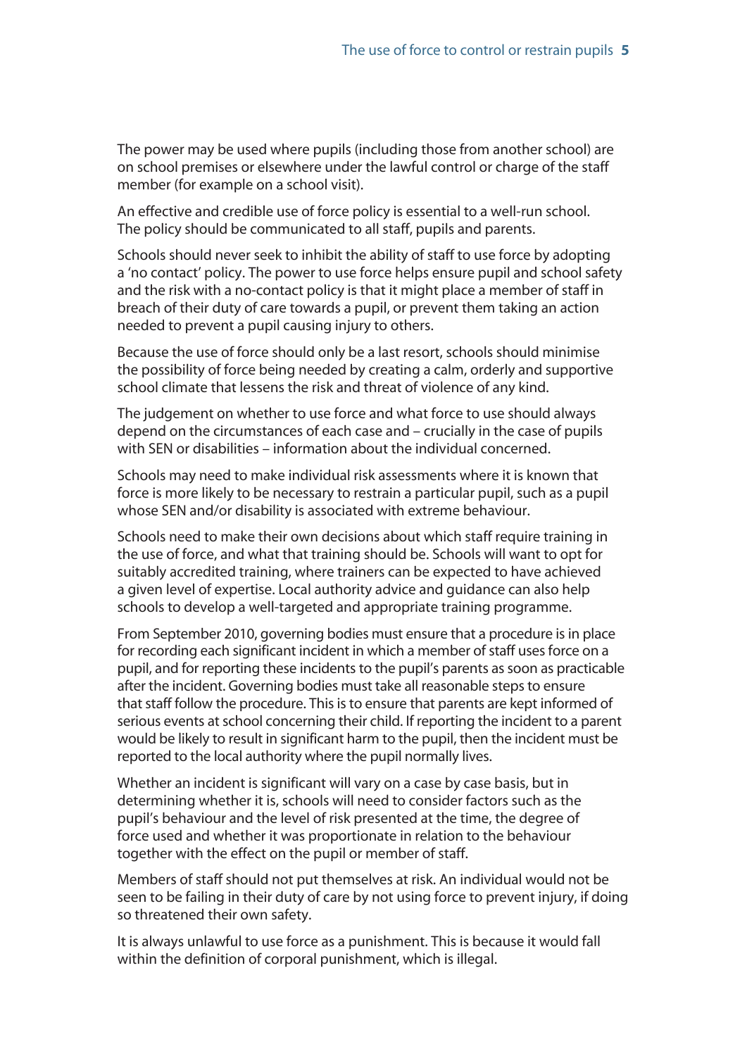The power may be used where pupils (including those from another school) are on school premises or elsewhere under the lawful control or charge of the staff member (for example on a school visit).

An effective and credible use of force policy is essential to a well-run school. The policy should be communicated to all staff, pupils and parents.

Schools should never seek to inhibit the ability of staff to use force by adopting a 'no contact' policy. The power to use force helps ensure pupil and school safety and the risk with a no-contact policy is that it might place a member of staff in breach of their duty of care towards a pupil, or prevent them taking an action needed to prevent a pupil causing injury to others.

Because the use of force should only be a last resort, schools should minimise the possibility of force being needed by creating a calm, orderly and supportive school climate that lessens the risk and threat of violence of any kind.

The judgement on whether to use force and what force to use should always depend on the circumstances of each case and – crucially in the case of pupils with SEN or disabilities – information about the individual concerned.

Schools may need to make individual risk assessments where it is known that force is more likely to be necessary to restrain a particular pupil, such as a pupil whose SEN and/or disability is associated with extreme behaviour.

Schools need to make their own decisions about which staff require training in the use of force, and what that training should be. Schools will want to opt for suitably accredited training, where trainers can be expected to have achieved a given level of expertise. Local authority advice and guidance can also help schools to develop a well-targeted and appropriate training programme.

From September 2010, governing bodies must ensure that a procedure is in place for recording each significant incident in which a member of staff uses force on a pupil, and for reporting these incidents to the pupil's parents as soon as practicable after the incident. Governing bodies must take all reasonable steps to ensure that staff follow the procedure. This is to ensure that parents are kept informed of serious events at school concerning their child. If reporting the incident to a parent would be likely to result in significant harm to the pupil, then the incident must be reported to the local authority where the pupil normally lives.

Whether an incident is significant will vary on a case by case basis, but in determining whether it is, schools will need to consider factors such as the pupil's behaviour and the level of risk presented at the time, the degree of force used and whether it was proportionate in relation to the behaviour together with the effect on the pupil or member of staff.

Members of staff should not put themselves at risk. An individual would not be seen to be failing in their duty of care by not using force to prevent injury, if doing so threatened their own safety.

It is always unlawful to use force as a punishment. This is because it would fall within the definition of corporal punishment, which is illegal.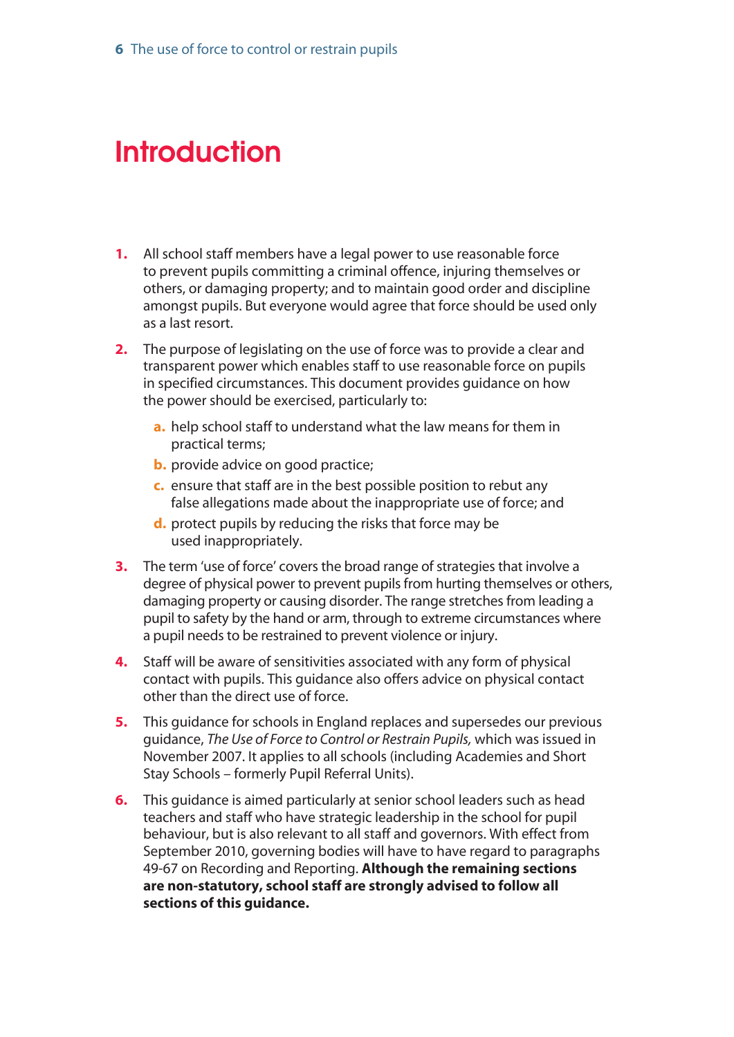# Introduction

1. All school staff members have a legal power to use reasonable force to prevent pupils committing a criminal offence, injuring themselves or others, or damaging property; and to maintain good order and discipline amongst pupils. But everyone would agree that force should be used only as a last resort.

2. The purpose of legislating on the use of force was to provide a clear and transparent power which enables staff to use reasonable force on pupils in specified circumstances. This document provides guidance on how the power should be exercised, particularly to:

   a. help school staff to understand what the law means for them in practical terms;

   b. provide advice on good practice;

   c. ensure that staff are in the best possible position to rebut any false allegations made about the inappropriate use of force; and

   d. protect pupils by reducing the risks that force may be used inappropriately.

3. The term 'use of force' covers the broad range of strategies that involve a degree of physical power to prevent pupils from hurting themselves or others, damaging property or causing disorder. The range stretches from leading a pupil to safety by the hand or arm, through to extreme circumstances where a pupil needs to be restrained to prevent violence or injury.

4. Staff will be aware of sensitivities associated with any form of physical contact with pupils. This guidance also offers advice on physical contact other than the direct use of force.

5. This guidance for schools in England replaces and supersedes our previous guidance, *The Use of Force to Control or Restrain Pupils,* which was issued in November 2007. It applies to all schools (including Academies and Short Stay Schools – formerly Pupil Referral Units).

6. This guidance is aimed particularly at senior school leaders such as head teachers and staff who have strategic leadership in the school for pupil behaviour, but is also relevant to all staff and governors. With effect from September 2010, governing bodies will have to have regard to paragraphs 49-67 on Recording and Reporting. **Although the remaining sections are non-statutory, school staff are strongly advised to follow all sections of this guidance.**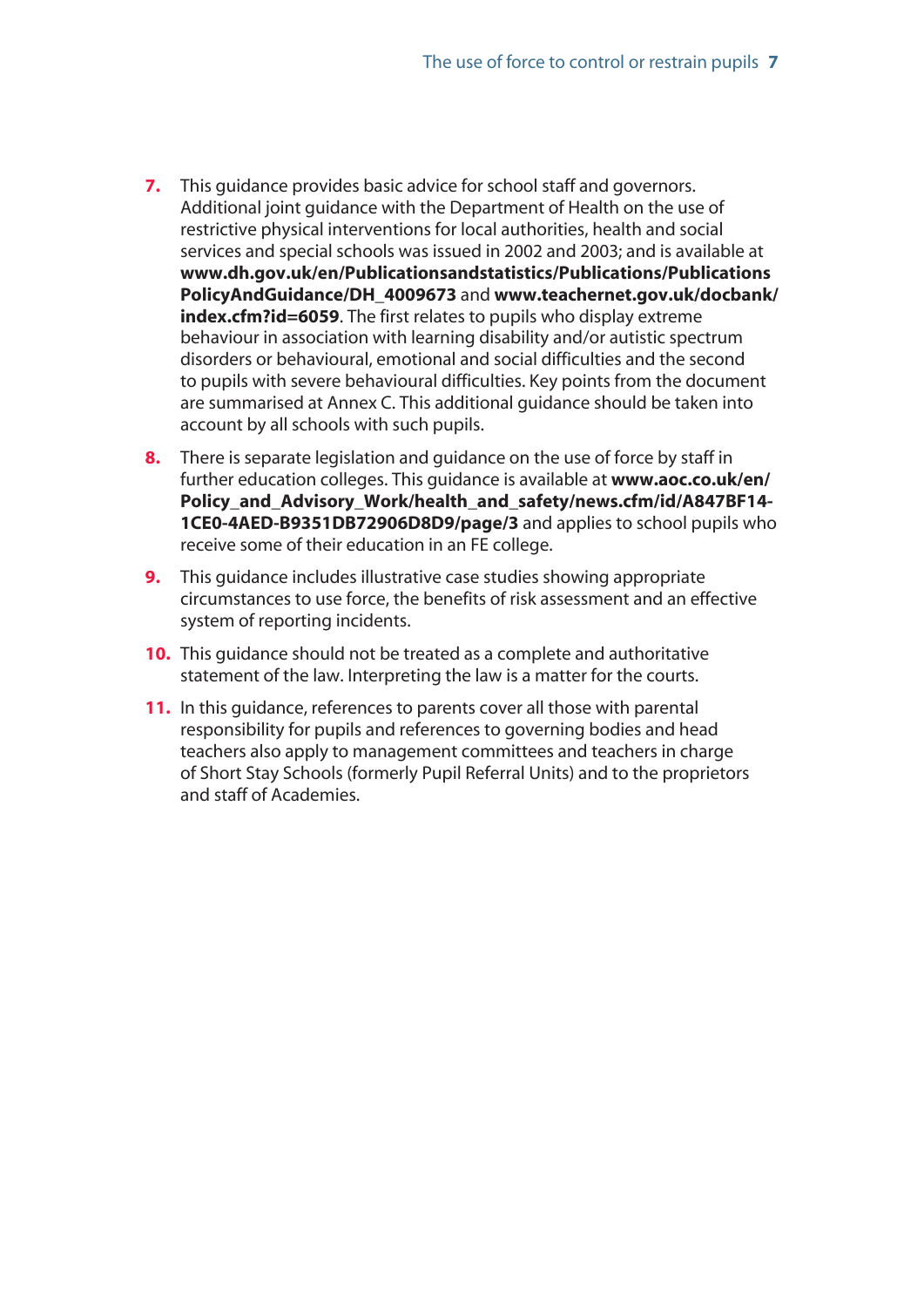7. This guidance provides basic advice for school staff and governors. Additional joint guidance with the Department of Health on the use of restrictive physical interventions for local authorities, health and social services and special schools was issued in 2002 and 2003; and is available at **www.dh.gov.uk/en/Publicationsandstatistics/Publications/PublicationsPolicyAndGuidance/DH_4009673** and **www.teachernet.gov.uk/docbank/index.cfm?id=6059**. The first relates to pupils who display extreme behaviour in association with learning disability and/or autistic spectrum disorders or behavioural, emotional and social difficulties and the second to pupils with severe behavioural difficulties. Key points from the document are summarised at Annex C. This additional guidance should be taken into account by all schools with such pupils.

8. There is separate legislation and guidance on the use of force by staff in further education colleges. This guidance is available at **www.aoc.co.uk/en/Policy_and_Advisory_Work/health_and_safety/news.cfm/id/A847BF14-1CE0-4AED-B9351DB72906D8D9/page/3** and applies to school pupils who receive some of their education in an FE college.

9. This guidance includes illustrative case studies showing appropriate circumstances to use force, the benefits of risk assessment and an effective system of reporting incidents.

10. This guidance should not be treated as a complete and authoritative statement of the law. Interpreting the law is a matter for the courts.

11. In this guidance, references to parents cover all those with parental responsibility for pupils and references to governing bodies and head teachers also apply to management committees and teachers in charge of Short Stay Schools (formerly Pupil Referral Units) and to the proprietors and staff of Academies.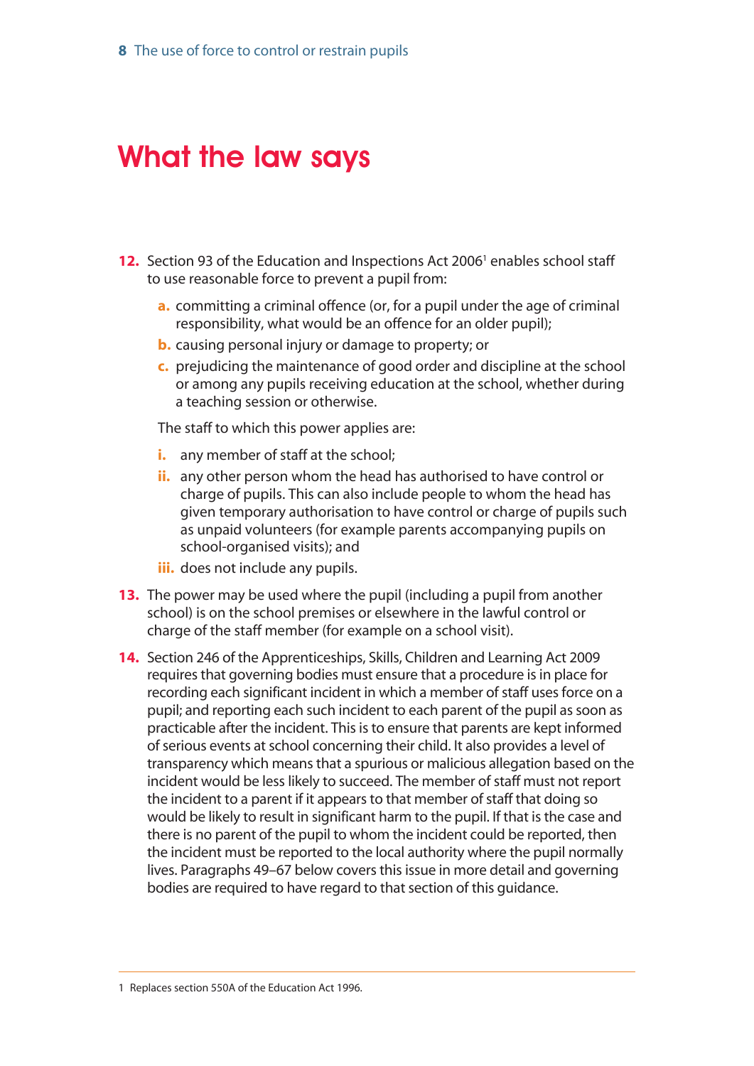# What the law says

12. Section 93 of the Education and Inspections Act 2006[1] enables school staff to use reasonable force to prevent a pupil from:

    a. committing a criminal offence (or, for a pupil under the age of criminal responsibility, what would be an offence for an older pupil);
    b. causing personal injury or damage to property; or
    c. prejudicing the maintenance of good order and discipline at the school or among any pupils receiving education at the school, whether during a teaching session or otherwise.

    The staff to which this power applies are:

    i. any member of staff at the school;
    ii. any other person whom the head has authorised to have control or charge of pupils. This can also include people to whom the head has given temporary authorisation to have control or charge of pupils such as unpaid volunteers (for example parents accompanying pupils on school-organised visits); and
    iii. does not include any pupils.

13. The power may be used where the pupil (including a pupil from another school) is on the school premises or elsewhere in the lawful control or charge of the staff member (for example on a school visit).

14. Section 246 of the Apprenticeships, Skills, Children and Learning Act 2009 requires that governing bodies must ensure that a procedure is in place for recording each significant incident in which a member of staff uses force on a pupil; and reporting each such incident to each parent of the pupil as soon as practicable after the incident. This is to ensure that parents are kept informed of serious events at school concerning their child. It also provides a level of transparency which means that a spurious or malicious allegation based on the incident would be less likely to succeed. The member of staff must not report the incident to a parent if it appears to that member of staff that doing so would be likely to result in significant harm to the pupil. If that is the case and there is no parent of the pupil to whom the incident could be reported, then the incident must be reported to the local authority where the pupil normally lives. Paragraphs 49–67 below covers this issue in more detail and governing bodies are required to have regard to that section of this guidance.

---

1 Replaces section 550A of the Education Act 1996.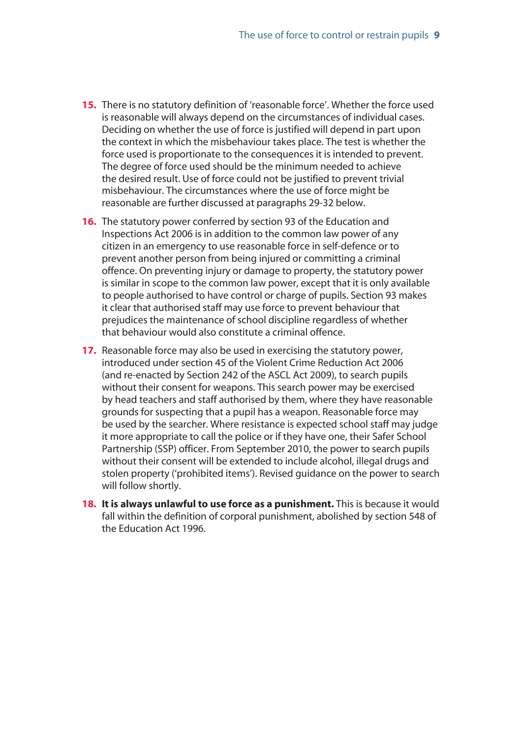15. There is no statutory definition of 'reasonable force'. Whether the force used is reasonable will always depend on the circumstances of individual cases. Deciding on whether the use of force is justified will depend in part upon the context in which the misbehaviour takes place. The test is whether the force used is proportionate to the consequences it is intended to prevent. The degree of force used should be the minimum needed to achieve the desired result. Use of force could not be justified to prevent trivial misbehaviour. The circumstances where the use of force might be reasonable are further discussed at paragraphs 29-32 below.

16. The statutory power conferred by section 93 of the Education and Inspections Act 2006 is in addition to the common law power of any citizen in an emergency to use reasonable force in self-defence or to prevent another person from being injured or committing a criminal offence. On preventing injury or damage to property, the statutory power is similar in scope to the common law power, except that it is only available to people authorised to have control or charge of pupils. Section 93 makes it clear that authorised staff may use force to prevent behaviour that prejudices the maintenance of school discipline regardless of whether that behaviour would also constitute a criminal offence.

17. Reasonable force may also be used in exercising the statutory power, introduced under section 45 of the Violent Crime Reduction Act 2006 (and re-enacted by Section 242 of the ASCL Act 2009), to search pupils without their consent for weapons. This search power may be exercised by head teachers and staff authorised by them, where they have reasonable grounds for suspecting that a pupil has a weapon. Reasonable force may be used by the searcher. Where resistance is expected school staff may judge it more appropriate to call the police or if they have one, their Safer School Partnership (SSP) officer. From September 2010, the power to search pupils without their consent will be extended to include alcohol, illegal drugs and stolen property ('prohibited items'). Revised guidance on the power to search will follow shortly.

18. **It is always unlawful to use force as a punishment.** This is because it would fall within the definition of corporal punishment, abolished by section 548 of the Education Act 1996.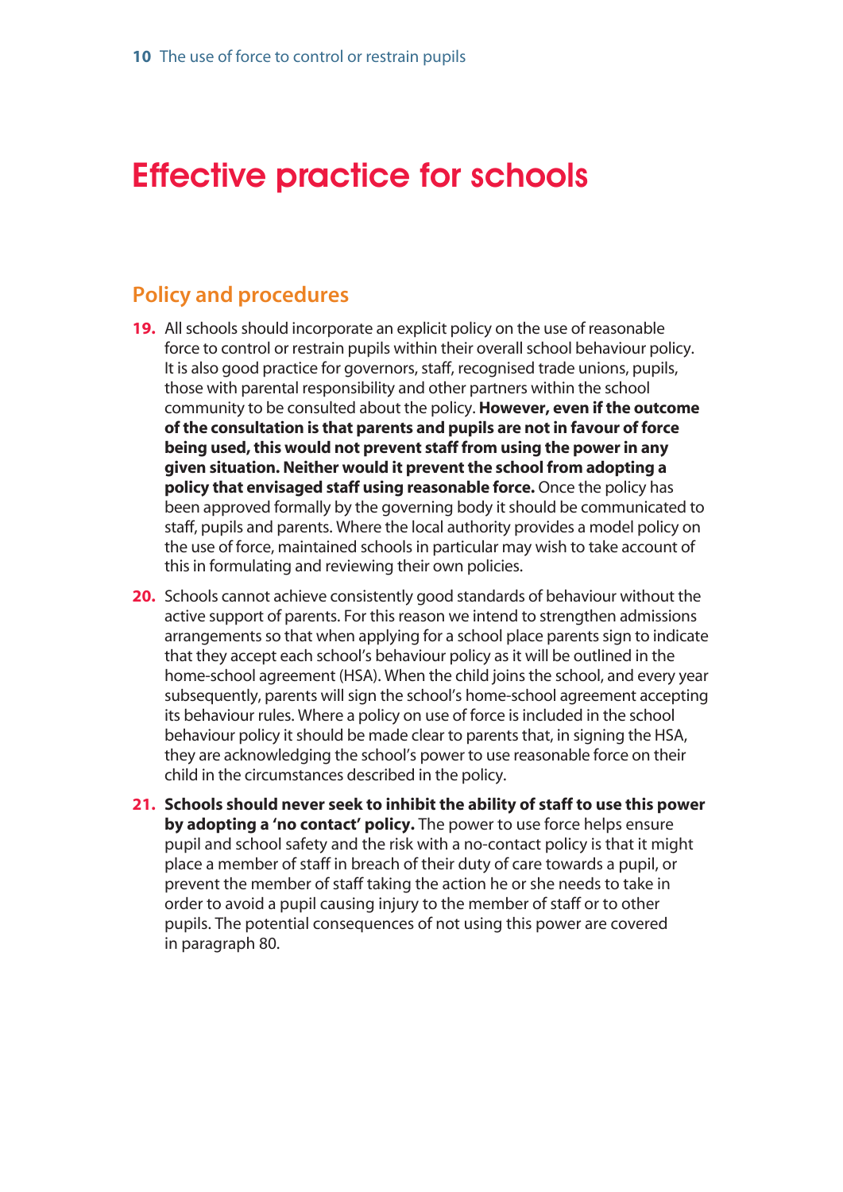# Effective practice for schools

## Policy and procedures

**19.** All schools should incorporate an explicit policy on the use of reasonable force to control or restrain pupils within their overall school behaviour policy. It is also good practice for governors, staff, recognised trade unions, pupils, those with parental responsibility and other partners within the school community to be consulted about the policy. **However, even if the outcome of the consultation is that parents and pupils are not in favour of force being used, this would not prevent staff from using the power in any given situation. Neither would it prevent the school from adopting a policy that envisaged staff using reasonable force.** Once the policy has been approved formally by the governing body it should be communicated to staff, pupils and parents. Where the local authority provides a model policy on the use of force, maintained schools in particular may wish to take account of this in formulating and reviewing their own policies.

**20.** Schools cannot achieve consistently good standards of behaviour without the active support of parents. For this reason we intend to strengthen admissions arrangements so that when applying for a school place parents sign to indicate that they accept each school's behaviour policy as it will be outlined in the home-school agreement (HSA). When the child joins the school, and every year subsequently, parents will sign the school's home-school agreement accepting its behaviour rules. Where a policy on use of force is included in the school behaviour policy it should be made clear to parents that, in signing the HSA, they are acknowledging the school's power to use reasonable force on their child in the circumstances described in the policy.

**21.** **Schools should never seek to inhibit the ability of staff to use this power by adopting a 'no contact' policy.** The power to use force helps ensure pupil and school safety and the risk with a no-contact policy is that it might place a member of staff in breach of their duty of care towards a pupil, or prevent the member of staff taking the action he or she needs to take in order to avoid a pupil causing injury to the member of staff or to other pupils. The potential consequences of not using this power are covered in paragraph 80.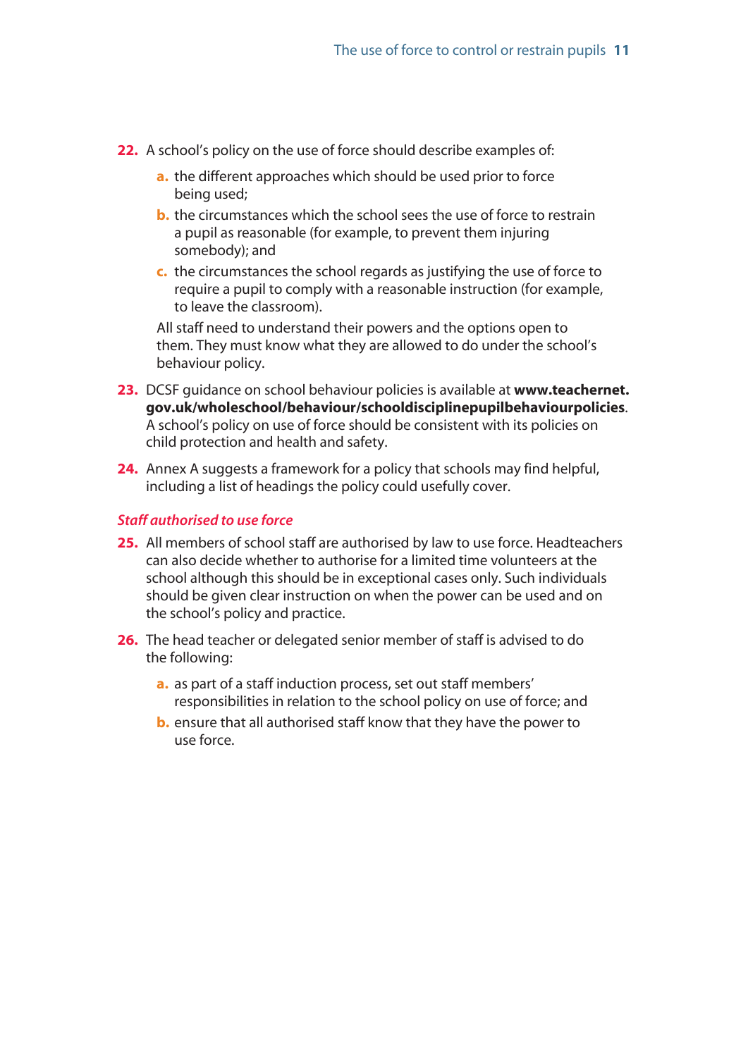22. A school's policy on the use of force should describe examples of:

    a. the different approaches which should be used prior to force being used;

    b. the circumstances which the school sees the use of force to restrain a pupil as reasonable (for example, to prevent them injuring somebody); and

    c. the circumstances the school regards as justifying the use of force to require a pupil to comply with a reasonable instruction (for example, to leave the classroom).

    All staff need to understand their powers and the options open to them. They must know what they are allowed to do under the school's behaviour policy.

23. DCSF guidance on school behaviour policies is available at **www.teachernet.gov.uk/wholeschool/behaviour/schooldisciplinepupilbehaviourpolicies**. A school's policy on use of force should be consistent with its policies on child protection and health and safety.

24. Annex A suggests a framework for a policy that schools may find helpful, including a list of headings the policy could usefully cover.

### *Staff authorised to use force*

25. All members of school staff are authorised by law to use force. Headteachers can also decide whether to authorise for a limited time volunteers at the school although this should be in exceptional cases only. Such individuals should be given clear instruction on when the power can be used and on the school's policy and practice.

26. The head teacher or delegated senior member of staff is advised to do the following:

    a. as part of a staff induction process, set out staff members' responsibilities in relation to the school policy on use of force; and

    b. ensure that all authorised staff know that they have the power to use force.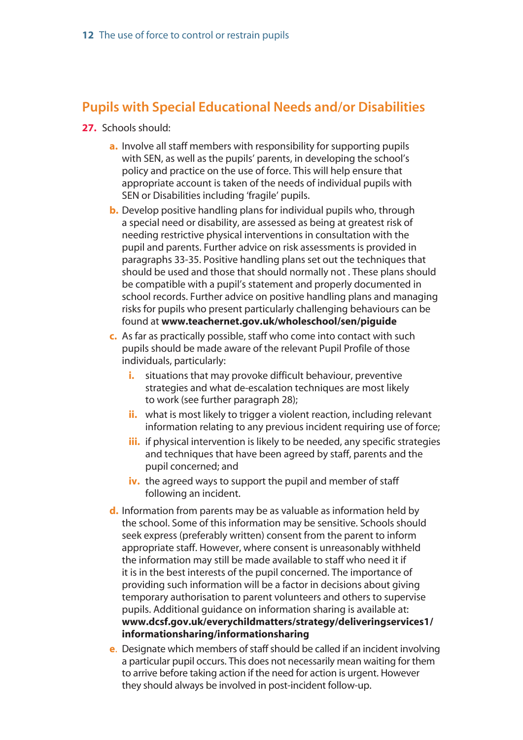## Pupils with Special Educational Needs and/or Disabilities

**27.** Schools should:

- **a.** Involve all staff members with responsibility for supporting pupils with SEN, as well as the pupils' parents, in developing the school's policy and practice on the use of force. This will help ensure that appropriate account is taken of the needs of individual pupils with SEN or Disabilities including 'fragile' pupils.
- **b.** Develop positive handling plans for individual pupils who, through a special need or disability, are assessed as being at greatest risk of needing restrictive physical interventions in consultation with the pupil and parents. Further advice on risk assessments is provided in paragraphs 33-35. Positive handling plans set out the techniques that should be used and those that should normally not . These plans should be compatible with a pupil's statement and properly documented in school records. Further advice on positive handling plans and managing risks for pupils who present particularly challenging behaviours can be found at **www.teachernet.gov.uk/wholeschool/sen/piguide**
- **c.** As far as practically possible, staff who come into contact with such pupils should be made aware of the relevant Pupil Profile of those individuals, particularly:
  - **i.** situations that may provoke difficult behaviour, preventive strategies and what de-escalation techniques are most likely to work (see further paragraph 28);
  - **ii.** what is most likely to trigger a violent reaction, including relevant information relating to any previous incident requiring use of force;
  - **iii.** if physical intervention is likely to be needed, any specific strategies and techniques that have been agreed by staff, parents and the pupil concerned; and
  - **iv.** the agreed ways to support the pupil and member of staff following an incident.
- **d.** Information from parents may be as valuable as information held by the school. Some of this information may be sensitive. Schools should seek express (preferably written) consent from the parent to inform appropriate staff. However, where consent is unreasonably withheld the information may still be made available to staff who need it if it is in the best interests of the pupil concerned. The importance of providing such information will be a factor in decisions about giving temporary authorisation to parent volunteers and others to supervise pupils. Additional guidance on information sharing is available at: **www.dcsf.gov.uk/everychildmatters/strategy/deliveringservices1/informationsharing/informationsharing**
- **e.** Designate which members of staff should be called if an incident involving a particular pupil occurs. This does not necessarily mean waiting for them to arrive before taking action if the need for action is urgent. However they should always be involved in post-incident follow-up.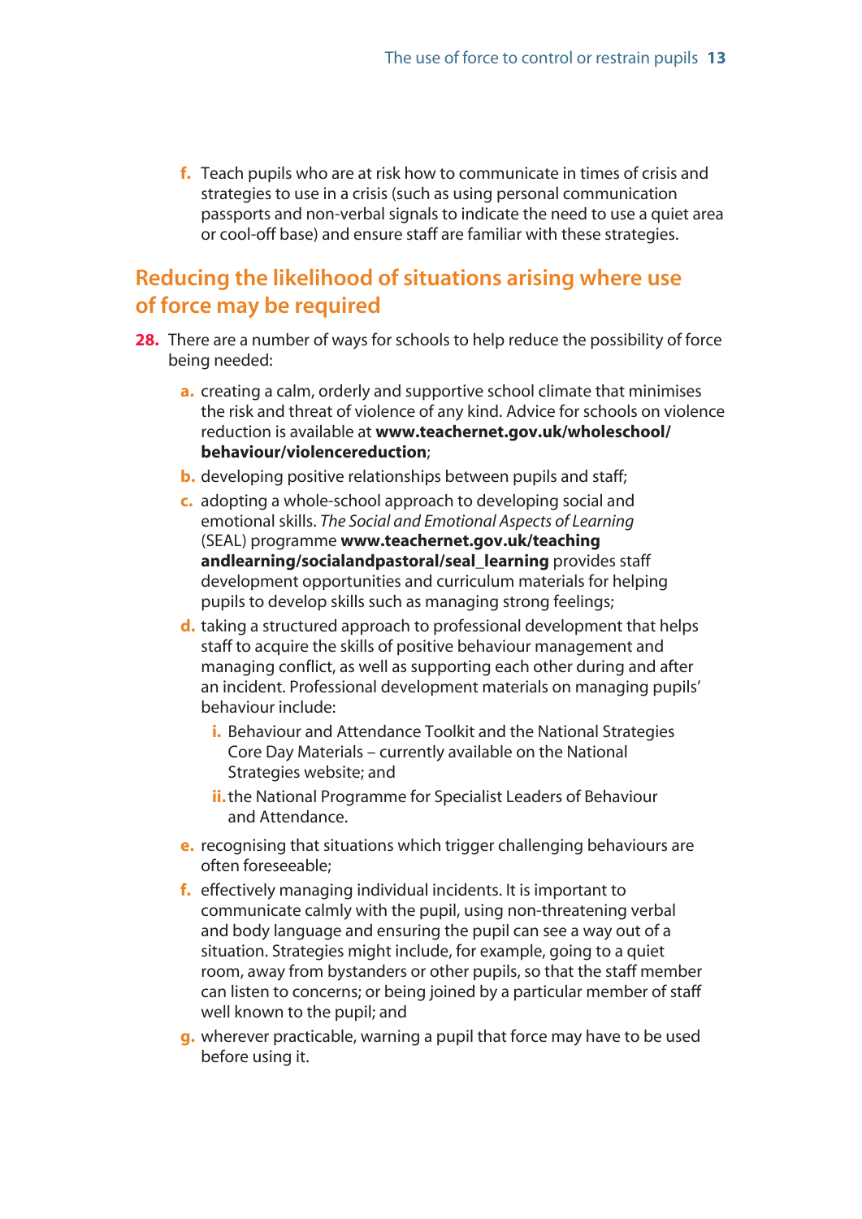f. Teach pupils who are at risk how to communicate in times of crisis and strategies to use in a crisis (such as using personal communication passports and non-verbal signals to indicate the need to use a quiet area or cool-off base) and ensure staff are familiar with these strategies.

## Reducing the likelihood of situations arising where use of force may be required

**28.** There are a number of ways for schools to help reduce the possibility of force being needed:

a. creating a calm, orderly and supportive school climate that minimises the risk and threat of violence of any kind. Advice for schools on violence reduction is available at **www.teachernet.gov.uk/wholeschool/behaviour/violencereduction**;

b. developing positive relationships between pupils and staff;

c. adopting a whole-school approach to developing social and emotional skills. *The Social and Emotional Aspects of Learning* (SEAL) programme **www.teachernet.gov.uk/teachingandlearning/socialandpastoral/seal_learning** provides staff development opportunities and curriculum materials for helping pupils to develop skills such as managing strong feelings;

d. taking a structured approach to professional development that helps staff to acquire the skills of positive behaviour management and managing conflict, as well as supporting each other during and after an incident. Professional development materials on managing pupils' behaviour include:

   i. Behaviour and Attendance Toolkit and the National Strategies Core Day Materials – currently available on the National Strategies website; and

   ii. the National Programme for Specialist Leaders of Behaviour and Attendance.

e. recognising that situations which trigger challenging behaviours are often foreseeable;

f. effectively managing individual incidents. It is important to communicate calmly with the pupil, using non-threatening verbal and body language and ensuring the pupil can see a way out of a situation. Strategies might include, for example, going to a quiet room, away from bystanders or other pupils, so that the staff member can listen to concerns; or being joined by a particular member of staff well known to the pupil; and

g. wherever practicable, warning a pupil that force may have to be used before using it.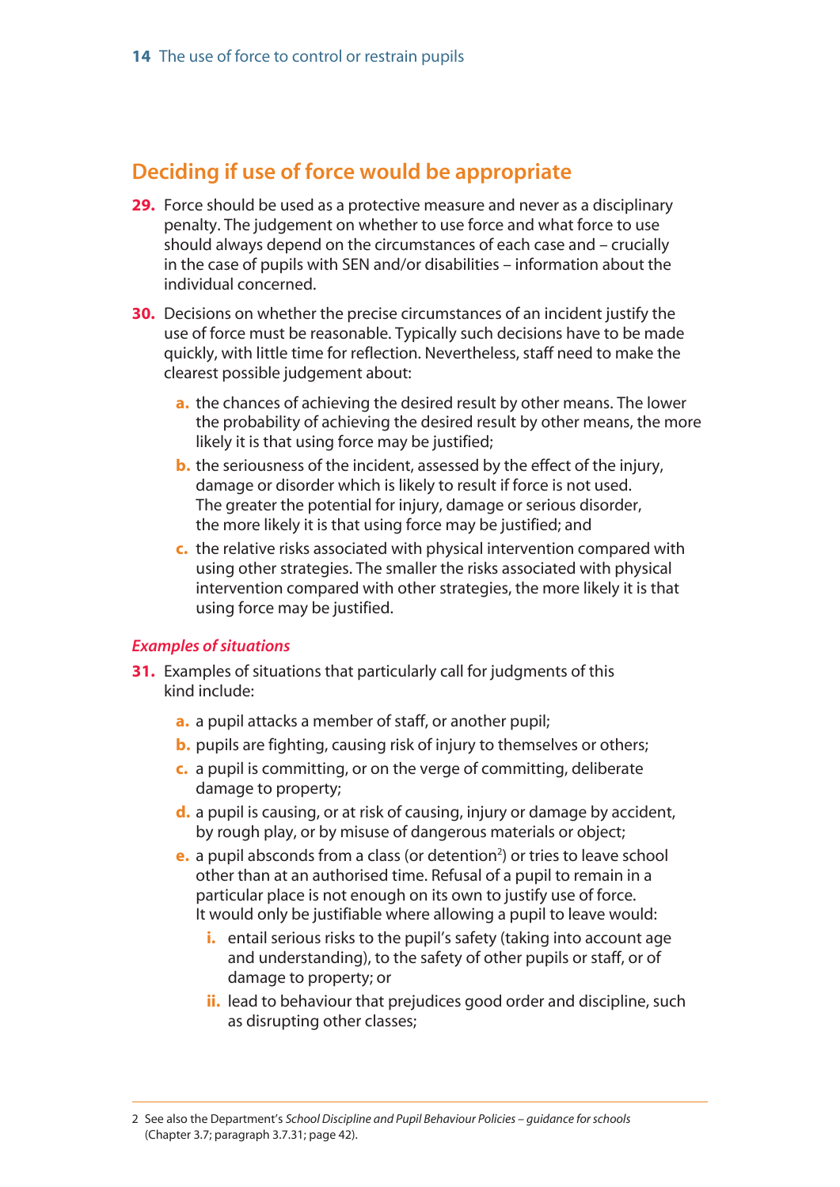## Deciding if use of force would be appropriate

**29.** Force should be used as a protective measure and never as a disciplinary penalty. The judgement on whether to use force and what force to use should always depend on the circumstances of each case and – crucially in the case of pupils with SEN and/or disabilities – information about the individual concerned.

**30.** Decisions on whether the precise circumstances of an incident justify the use of force must be reasonable. Typically such decisions have to be made quickly, with little time for reflection. Nevertheless, staff need to make the clearest possible judgement about:

- **a.** the chances of achieving the desired result by other means. The lower the probability of achieving the desired result by other means, the more likely it is that using force may be justified;
- **b.** the seriousness of the incident, assessed by the effect of the injury, damage or disorder which is likely to result if force is not used. The greater the potential for injury, damage or serious disorder, the more likely it is that using force may be justified; and
- **c.** the relative risks associated with physical intervention compared with using other strategies. The smaller the risks associated with physical intervention compared with other strategies, the more likely it is that using force may be justified.

### *Examples of situations*

**31.** Examples of situations that particularly call for judgments of this kind include:

- **a.** a pupil attacks a member of staff, or another pupil;
- **b.** pupils are fighting, causing risk of injury to themselves or others;
- **c.** a pupil is committing, or on the verge of committing, deliberate damage to property;
- **d.** a pupil is causing, or at risk of causing, injury or damage by accident, by rough play, or by misuse of dangerous materials or object;
- **e.** a pupil absconds from a class (or detention[2]) or tries to leave school other than at an authorised time. Refusal of a pupil to remain in a particular place is not enough on its own to justify use of force. It would only be justifiable where allowing a pupil to leave would:
  - **i.** entail serious risks to the pupil's safety (taking into account age and understanding), to the safety of other pupils or staff, or of damage to property; or
  - **ii.** lead to behaviour that prejudices good order and discipline, such as disrupting other classes;

---

2 See also the Department's *School Discipline and Pupil Behaviour Policies – guidance for schools* (Chapter 3.7; paragraph 3.7.31; page 42).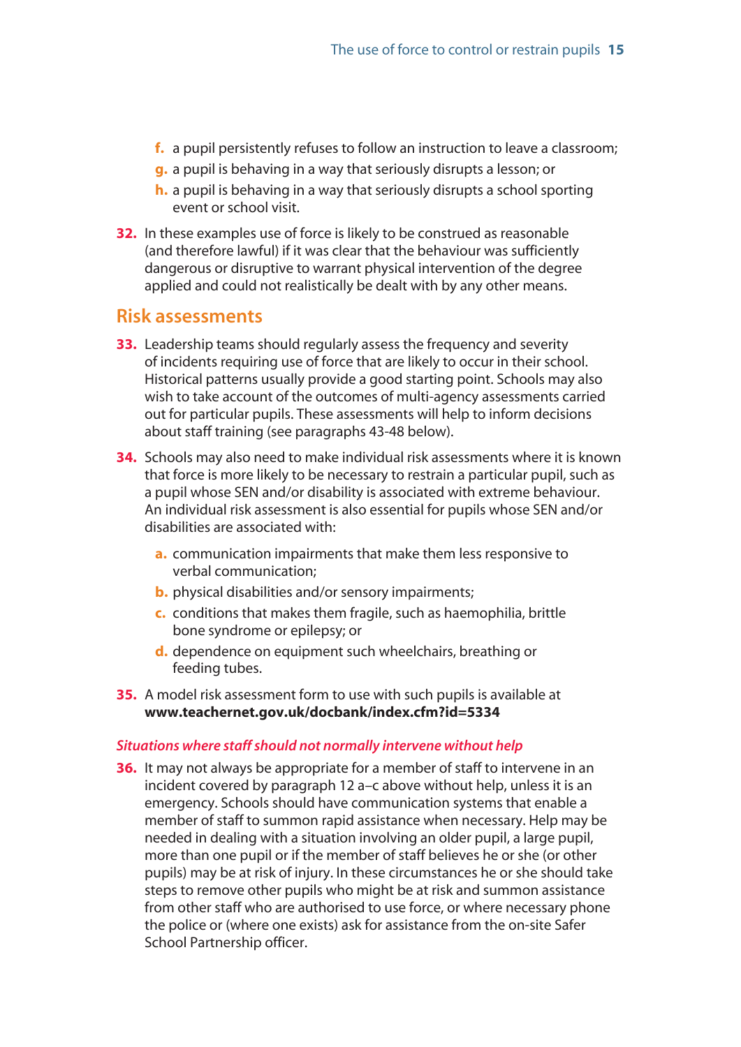f. a pupil persistently refuses to follow an instruction to leave a classroom;
g. a pupil is behaving in a way that seriously disrupts a lesson; or
h. a pupil is behaving in a way that seriously disrupts a school sporting event or school visit.

**32.** In these examples use of force is likely to be construed as reasonable (and therefore lawful) if it was clear that the behaviour was sufficiently dangerous or disruptive to warrant physical intervention of the degree applied and could not realistically be dealt with by any other means.

## Risk assessments

**33.** Leadership teams should regularly assess the frequency and severity of incidents requiring use of force that are likely to occur in their school. Historical patterns usually provide a good starting point. Schools may also wish to take account of the outcomes of multi-agency assessments carried out for particular pupils. These assessments will help to inform decisions about staff training (see paragraphs 43-48 below).

**34.** Schools may also need to make individual risk assessments where it is known that force is more likely to be necessary to restrain a particular pupil, such as a pupil whose SEN and/or disability is associated with extreme behaviour. An individual risk assessment is also essential for pupils whose SEN and/or disabilities are associated with:

a. communication impairments that make them less responsive to verbal communication;
b. physical disabilities and/or sensory impairments;
c. conditions that makes them fragile, such as haemophilia, brittle bone syndrome or epilepsy; or
d. dependence on equipment such wheelchairs, breathing or feeding tubes.

**35.** A model risk assessment form to use with such pupils is available at **www.teachernet.gov.uk/docbank/index.cfm?id=5334**

### *Situations where staff should not normally intervene without help*

**36.** It may not always be appropriate for a member of staff to intervene in an incident covered by paragraph 12 a–c above without help, unless it is an emergency. Schools should have communication systems that enable a member of staff to summon rapid assistance when necessary. Help may be needed in dealing with a situation involving an older pupil, a large pupil, more than one pupil or if the member of staff believes he or she (or other pupils) may be at risk of injury. In these circumstances he or she should take steps to remove other pupils who might be at risk and summon assistance from other staff who are authorised to use force, or where necessary phone the police or (where one exists) ask for assistance from the on-site Safer School Partnership officer.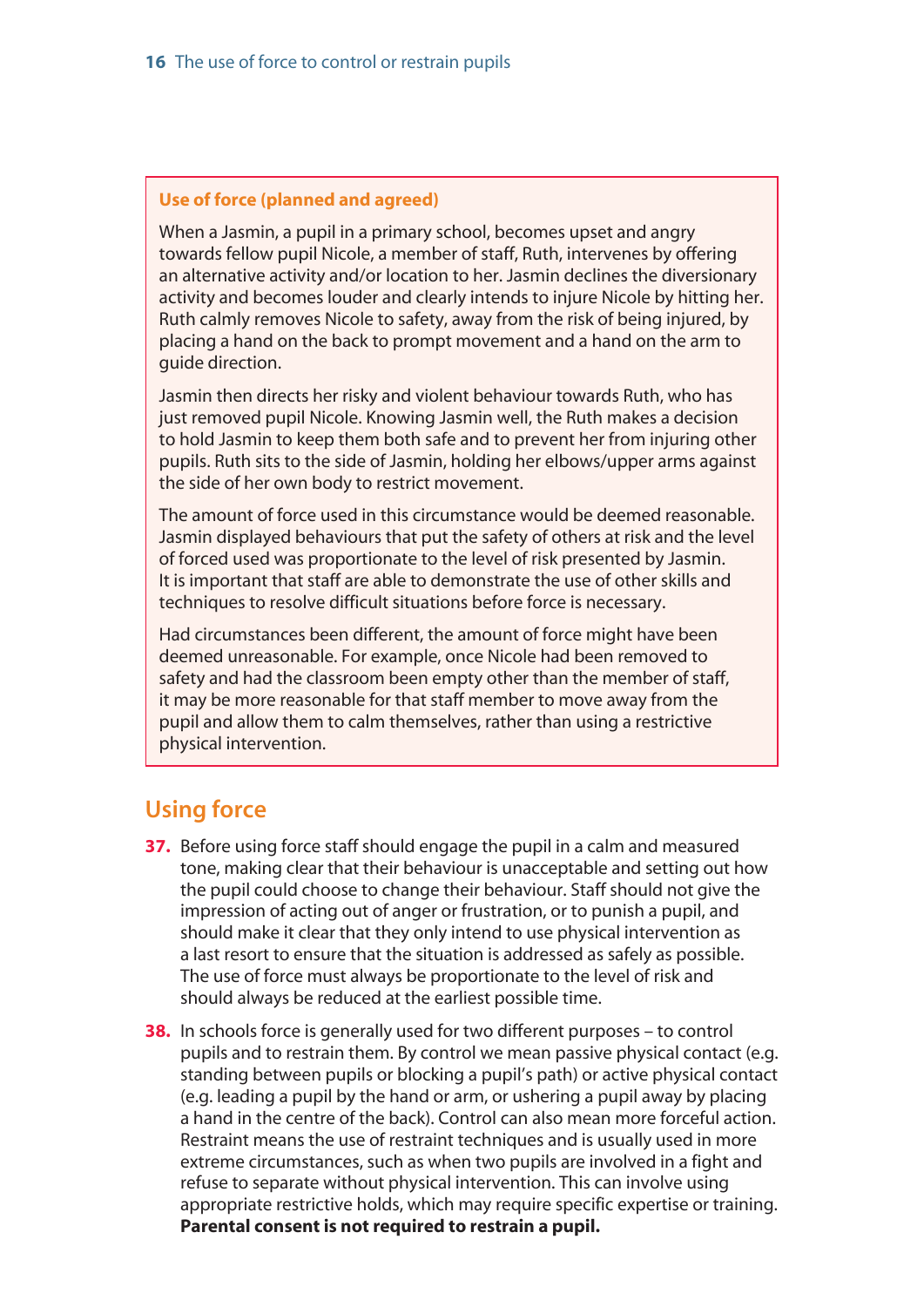**Use of force (planned and agreed)**

When a Jasmin, a pupil in a primary school, becomes upset and angry towards fellow pupil Nicole, a member of staff, Ruth, intervenes by offering an alternative activity and/or location to her. Jasmin declines the diversionary activity and becomes louder and clearly intends to injure Nicole by hitting her. Ruth calmly removes Nicole to safety, away from the risk of being injured, by placing a hand on the back to prompt movement and a hand on the arm to guide direction.

Jasmin then directs her risky and violent behaviour towards Ruth, who has just removed pupil Nicole. Knowing Jasmin well, the Ruth makes a decision to hold Jasmin to keep them both safe and to prevent her from injuring other pupils. Ruth sits to the side of Jasmin, holding her elbows/upper arms against the side of her own body to restrict movement.

The amount of force used in this circumstance would be deemed reasonable. Jasmin displayed behaviours that put the safety of others at risk and the level of forced used was proportionate to the level of risk presented by Jasmin. It is important that staff are able to demonstrate the use of other skills and techniques to resolve difficult situations before force is necessary.

Had circumstances been different, the amount of force might have been deemed unreasonable. For example, once Nicole had been removed to safety and had the classroom been empty other than the member of staff, it may be more reasonable for that staff member to move away from the pupil and allow them to calm themselves, rather than using a restrictive physical intervention.

## Using force

**37.** Before using force staff should engage the pupil in a calm and measured tone, making clear that their behaviour is unacceptable and setting out how the pupil could choose to change their behaviour. Staff should not give the impression of acting out of anger or frustration, or to punish a pupil, and should make it clear that they only intend to use physical intervention as a last resort to ensure that the situation is addressed as safely as possible. The use of force must always be proportionate to the level of risk and should always be reduced at the earliest possible time.

**38.** In schools force is generally used for two different purposes – to control pupils and to restrain them. By control we mean passive physical contact (e.g. standing between pupils or blocking a pupil's path) or active physical contact (e.g. leading a pupil by the hand or arm, or ushering a pupil away by placing a hand in the centre of the back). Control can also mean more forceful action. Restraint means the use of restraint techniques and is usually used in more extreme circumstances, such as when two pupils are involved in a fight and refuse to separate without physical intervention. This can involve using appropriate restrictive holds, which may require specific expertise or training. **Parental consent is not required to restrain a pupil.**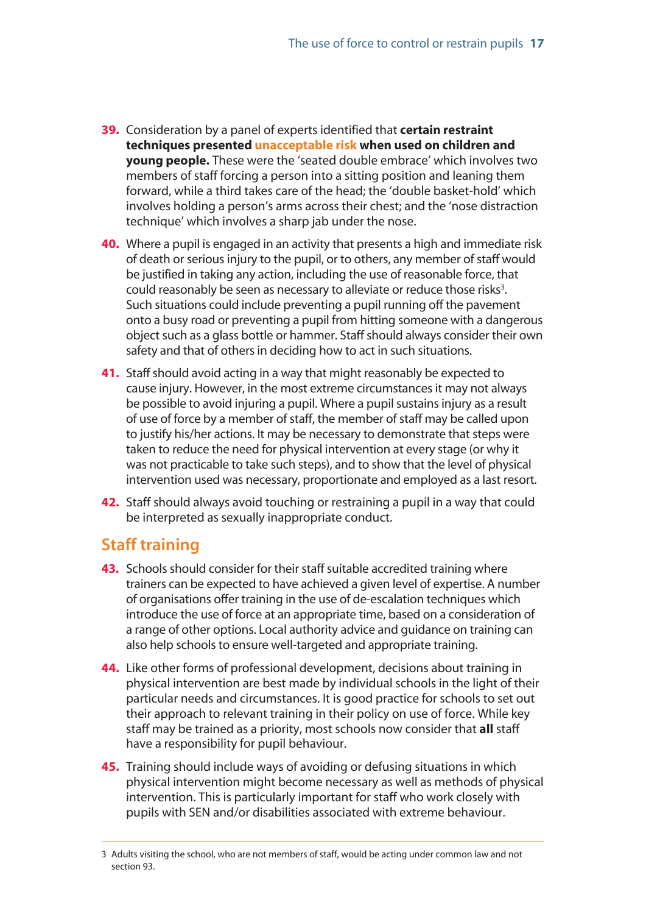39. Consideration by a panel of experts identified that **certain restraint techniques presented unacceptable risk when used on children and young people.** These were the 'seated double embrace' which involves two members of staff forcing a person into a sitting position and leaning them forward, while a third takes care of the head; the 'double basket-hold' which involves holding a person's arms across their chest; and the 'nose distraction technique' which involves a sharp jab under the nose.

40. Where a pupil is engaged in an activity that presents a high and immediate risk of death or serious injury to the pupil, or to others, any member of staff would be justified in taking any action, including the use of reasonable force, that could reasonably be seen as necessary to alleviate or reduce those risks[3]. Such situations could include preventing a pupil running off the pavement onto a busy road or preventing a pupil from hitting someone with a dangerous object such as a glass bottle or hammer. Staff should always consider their own safety and that of others in deciding how to act in such situations.

41. Staff should avoid acting in a way that might reasonably be expected to cause injury. However, in the most extreme circumstances it may not always be possible to avoid injuring a pupil. Where a pupil sustains injury as a result of use of force by a member of staff, the member of staff may be called upon to justify his/her actions. It may be necessary to demonstrate that steps were taken to reduce the need for physical intervention at every stage (or why it was not practicable to take such steps), and to show that the level of physical intervention used was necessary, proportionate and employed as a last resort.

42. Staff should always avoid touching or restraining a pupil in a way that could be interpreted as sexually inappropriate conduct.

## Staff training

43. Schools should consider for their staff suitable accredited training where trainers can be expected to have achieved a given level of expertise. A number of organisations offer training in the use of de-escalation techniques which introduce the use of force at an appropriate time, based on a consideration of a range of other options. Local authority advice and guidance on training can also help schools to ensure well-targeted and appropriate training.

44. Like other forms of professional development, decisions about training in physical intervention are best made by individual schools in the light of their particular needs and circumstances. It is good practice for schools to set out their approach to relevant training in their policy on use of force. While key staff may be trained as a priority, most schools now consider that **all** staff have a responsibility for pupil behaviour.

45. Training should include ways of avoiding or defusing situations in which physical intervention might become necessary as well as methods of physical intervention. This is particularly important for staff who work closely with pupils with SEN and/or disabilities associated with extreme behaviour.

---

3 Adults visiting the school, who are not members of staff, would be acting under common law and not section 93.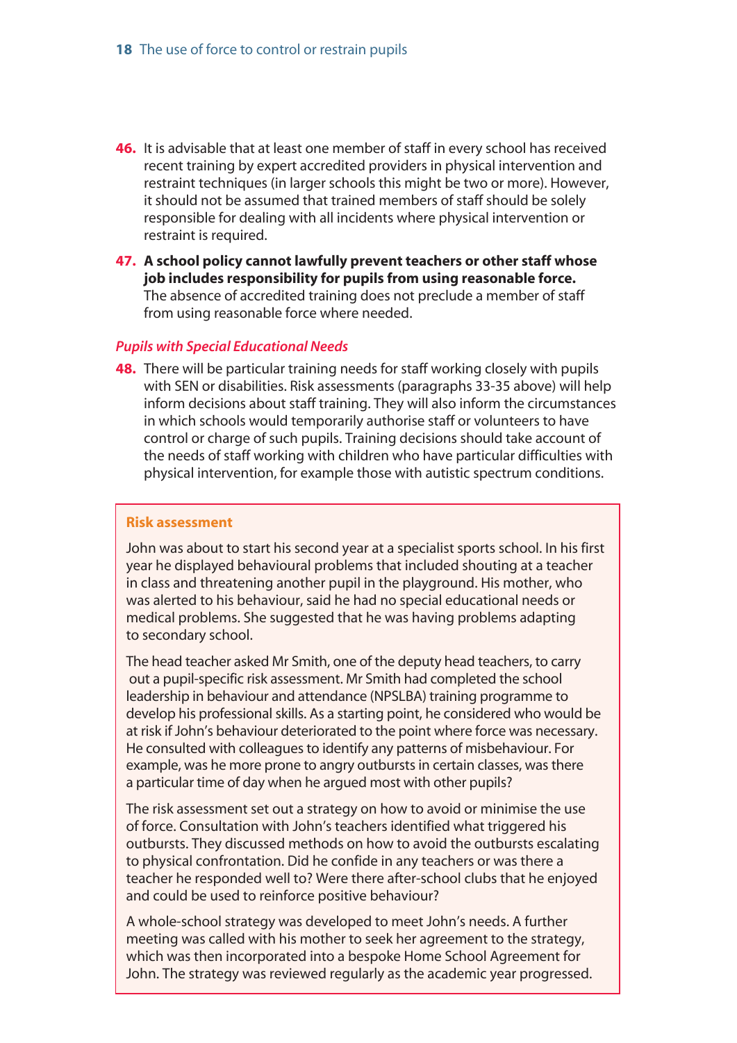46. It is advisable that at least one member of staff in every school has received recent training by expert accredited providers in physical intervention and restraint techniques (in larger schools this might be two or more). However, it should not be assumed that trained members of staff should be solely responsible for dealing with all incidents where physical intervention or restraint is required.

47. **A school policy cannot lawfully prevent teachers or other staff whose job includes responsibility for pupils from using reasonable force.** The absence of accredited training does not preclude a member of staff from using reasonable force where needed.

### *Pupils with Special Educational Needs*

48. There will be particular training needs for staff working closely with pupils with SEN or disabilities. Risk assessments (paragraphs 33-35 above) will help inform decisions about staff training. They will also inform the circumstances in which schools would temporarily authorise staff or volunteers to have control or charge of such pupils. Training decisions should take account of the needs of staff working with children who have particular difficulties with physical intervention, for example those with autistic spectrum conditions.

#### Risk assessment

John was about to start his second year at a specialist sports school. In his first year he displayed behavioural problems that included shouting at a teacher in class and threatening another pupil in the playground. His mother, who was alerted to his behaviour, said he had no special educational needs or medical problems. She suggested that he was having problems adapting to secondary school.

The head teacher asked Mr Smith, one of the deputy head teachers, to carry out a pupil-specific risk assessment. Mr Smith had completed the school leadership in behaviour and attendance (NPSLBA) training programme to develop his professional skills. As a starting point, he considered who would be at risk if John's behaviour deteriorated to the point where force was necessary. He consulted with colleagues to identify any patterns of misbehaviour. For example, was he more prone to angry outbursts in certain classes, was there a particular time of day when he argued most with other pupils?

The risk assessment set out a strategy on how to avoid or minimise the use of force. Consultation with John's teachers identified what triggered his outbursts. They discussed methods on how to avoid the outbursts escalating to physical confrontation. Did he confide in any teachers or was there a teacher he responded well to? Were there after-school clubs that he enjoyed and could be used to reinforce positive behaviour?

A whole-school strategy was developed to meet John's needs. A further meeting was called with his mother to seek her agreement to the strategy, which was then incorporated into a bespoke Home School Agreement for John. The strategy was reviewed regularly as the academic year progressed.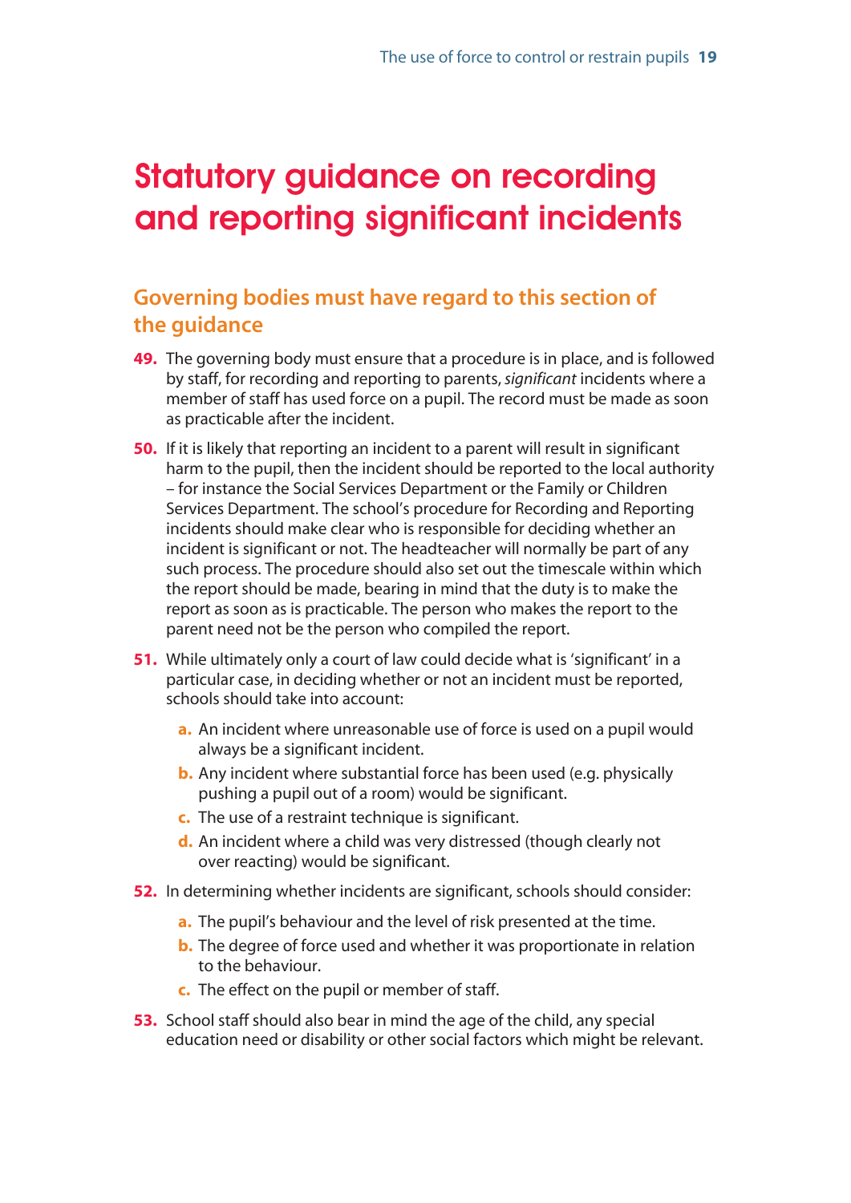# Statutory guidance on recording and reporting significant incidents

## Governing bodies must have regard to this section of the guidance

**49.** The governing body must ensure that a procedure is in place, and is followed by staff, for recording and reporting to parents, *significant* incidents where a member of staff has used force on a pupil. The record must be made as soon as practicable after the incident.

**50.** If it is likely that reporting an incident to a parent will result in significant harm to the pupil, then the incident should be reported to the local authority – for instance the Social Services Department or the Family or Children Services Department. The school's procedure for Recording and Reporting incidents should make clear who is responsible for deciding whether an incident is significant or not. The headteacher will normally be part of any such process. The procedure should also set out the timescale within which the report should be made, bearing in mind that the duty is to make the report as soon as is practicable. The person who makes the report to the parent need not be the person who compiled the report.

**51.** While ultimately only a court of law could decide what is 'significant' in a particular case, in deciding whether or not an incident must be reported, schools should take into account:

- **a.** An incident where unreasonable use of force is used on a pupil would always be a significant incident.
- **b.** Any incident where substantial force has been used (e.g. physically pushing a pupil out of a room) would be significant.
- **c.** The use of a restraint technique is significant.
- **d.** An incident where a child was very distressed (though clearly not over reacting) would be significant.

**52.** In determining whether incidents are significant, schools should consider:

- **a.** The pupil's behaviour and the level of risk presented at the time.
- **b.** The degree of force used and whether it was proportionate in relation to the behaviour.
- **c.** The effect on the pupil or member of staff.

**53.** School staff should also bear in mind the age of the child, any special education need or disability or other social factors which might be relevant.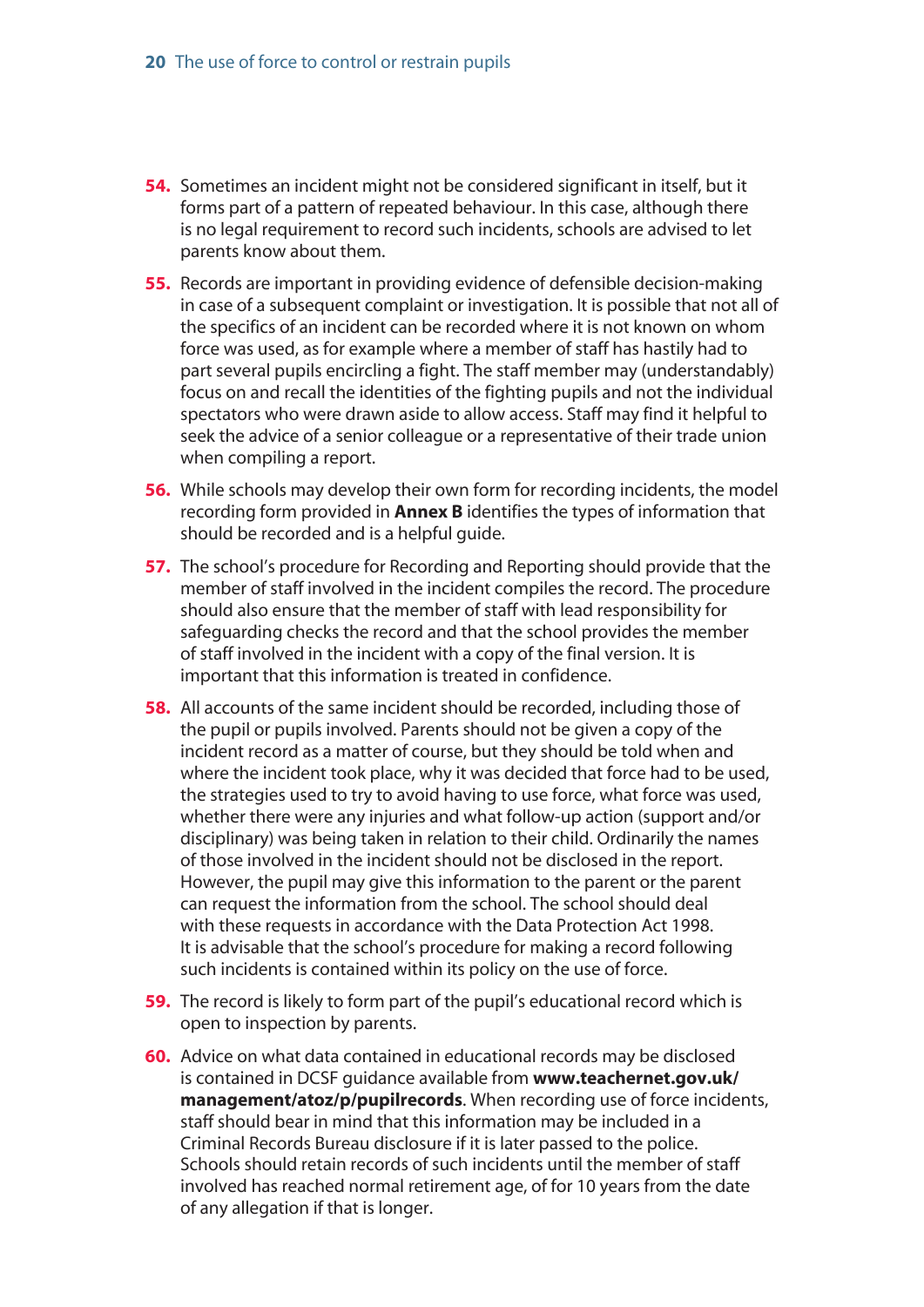**54.** Sometimes an incident might not be considered significant in itself, but it forms part of a pattern of repeated behaviour. In this case, although there is no legal requirement to record such incidents, schools are advised to let parents know about them.

**55.** Records are important in providing evidence of defensible decision-making in case of a subsequent complaint or investigation. It is possible that not all of the specifics of an incident can be recorded where it is not known on whom force was used, as for example where a member of staff has hastily had to part several pupils encircling a fight. The staff member may (understandably) focus on and recall the identities of the fighting pupils and not the individual spectators who were drawn aside to allow access. Staff may find it helpful to seek the advice of a senior colleague or a representative of their trade union when compiling a report.

**56.** While schools may develop their own form for recording incidents, the model recording form provided in **Annex B** identifies the types of information that should be recorded and is a helpful guide.

**57.** The school's procedure for Recording and Reporting should provide that the member of staff involved in the incident compiles the record. The procedure should also ensure that the member of staff with lead responsibility for safeguarding checks the record and that the school provides the member of staff involved in the incident with a copy of the final version. It is important that this information is treated in confidence.

**58.** All accounts of the same incident should be recorded, including those of the pupil or pupils involved. Parents should not be given a copy of the incident record as a matter of course, but they should be told when and where the incident took place, why it was decided that force had to be used, the strategies used to try to avoid having to use force, what force was used, whether there were any injuries and what follow-up action (support and/or disciplinary) was being taken in relation to their child. Ordinarily the names of those involved in the incident should not be disclosed in the report. However, the pupil may give this information to the parent or the parent can request the information from the school. The school should deal with these requests in accordance with the Data Protection Act 1998. It is advisable that the school's procedure for making a record following such incidents is contained within its policy on the use of force.

**59.** The record is likely to form part of the pupil's educational record which is open to inspection by parents.

**60.** Advice on what data contained in educational records may be disclosed is contained in DCSF guidance available from **www.teachernet.gov.uk/management/atoz/p/pupilrecords**. When recording use of force incidents, staff should bear in mind that this information may be included in a Criminal Records Bureau disclosure if it is later passed to the police. Schools should retain records of such incidents until the member of staff involved has reached normal retirement age, of for 10 years from the date of any allegation if that is longer.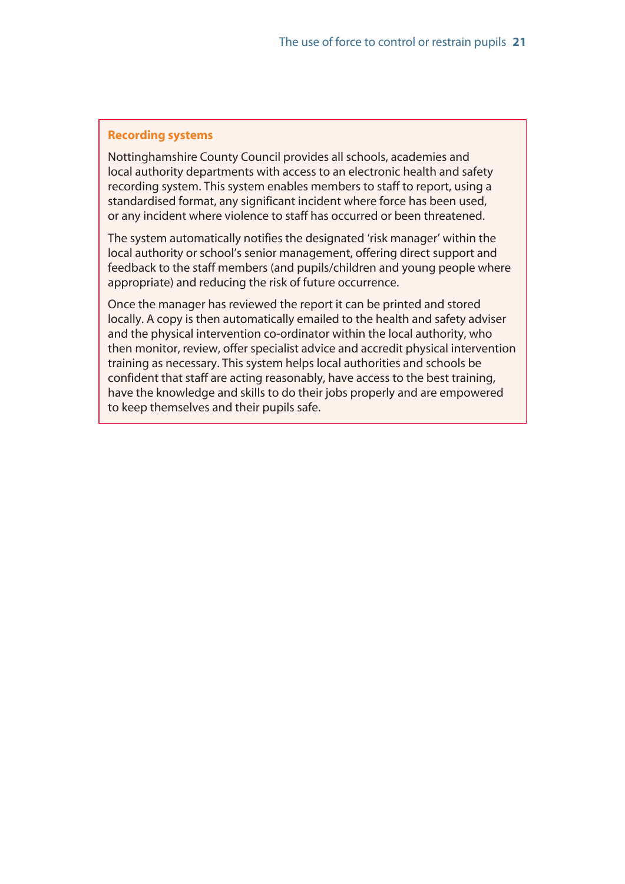**Recording systems**

Nottinghamshire County Council provides all schools, academies and local authority departments with access to an electronic health and safety recording system. This system enables members to staff to report, using a standardised format, any significant incident where force has been used, or any incident where violence to staff has occurred or been threatened.

The system automatically notifies the designated 'risk manager' within the local authority or school's senior management, offering direct support and feedback to the staff members (and pupils/children and young people where appropriate) and reducing the risk of future occurrence.

Once the manager has reviewed the report it can be printed and stored locally. A copy is then automatically emailed to the health and safety adviser and the physical intervention co-ordinator within the local authority, who then monitor, review, offer specialist advice and accredit physical intervention training as necessary. This system helps local authorities and schools be confident that staff are acting reasonably, have access to the best training, have the knowledge and skills to do their jobs properly and are empowered to keep themselves and their pupils safe.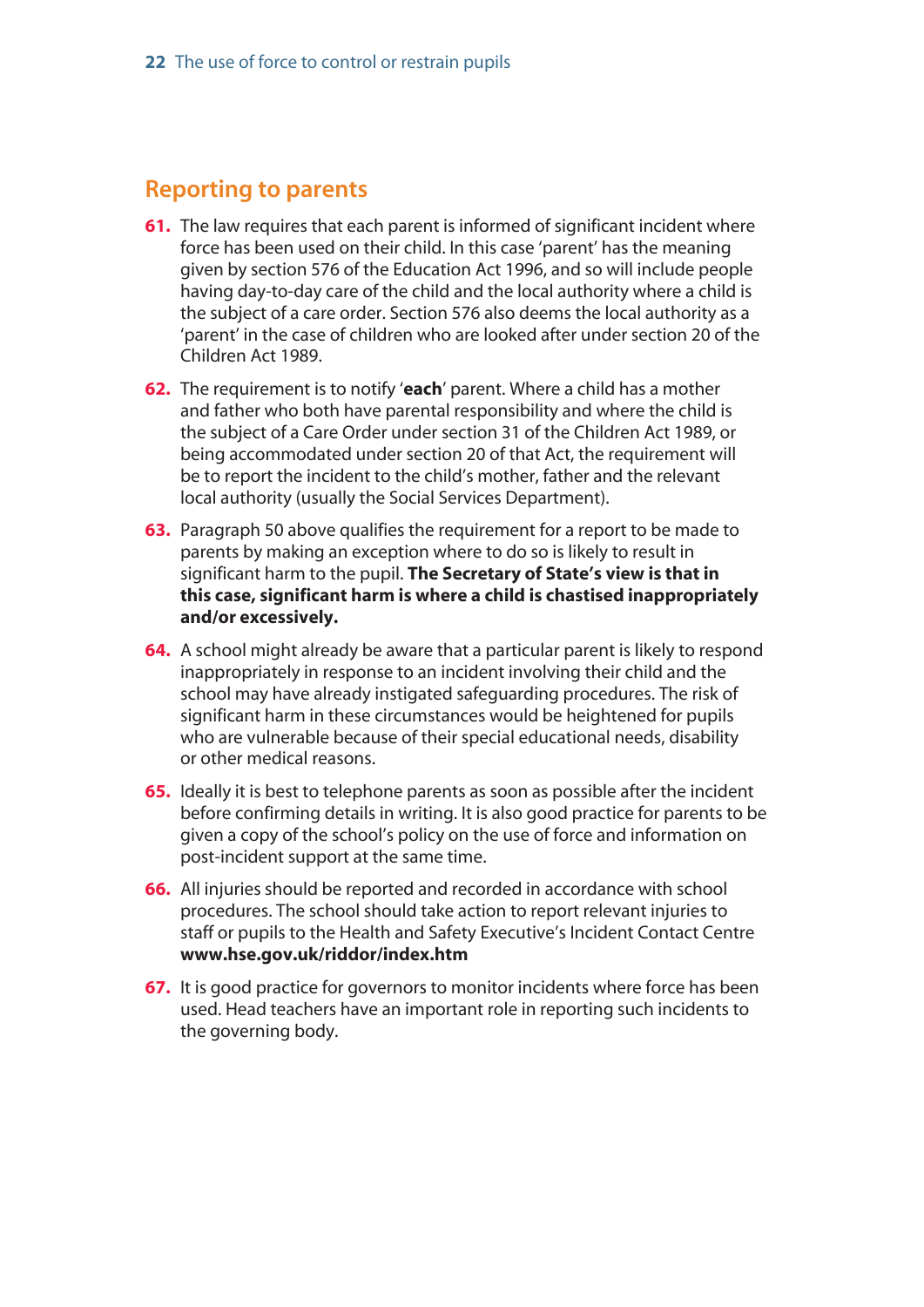## Reporting to parents

61. The law requires that each parent is informed of significant incident where force has been used on their child. In this case 'parent' has the meaning given by section 576 of the Education Act 1996, and so will include people having day-to-day care of the child and the local authority where a child is the subject of a care order. Section 576 also deems the local authority as a 'parent' in the case of children who are looked after under section 20 of the Children Act 1989.

62. The requirement is to notify '**each**' parent. Where a child has a mother and father who both have parental responsibility and where the child is the subject of a Care Order under section 31 of the Children Act 1989, or being accommodated under section 20 of that Act, the requirement will be to report the incident to the child's mother, father and the relevant local authority (usually the Social Services Department).

63. Paragraph 50 above qualifies the requirement for a report to be made to parents by making an exception where to do so is likely to result in significant harm to the pupil. **The Secretary of State's view is that in this case, significant harm is where a child is chastised inappropriately and/or excessively.**

64. A school might already be aware that a particular parent is likely to respond inappropriately in response to an incident involving their child and the school may have already instigated safeguarding procedures. The risk of significant harm in these circumstances would be heightened for pupils who are vulnerable because of their special educational needs, disability or other medical reasons.

65. Ideally it is best to telephone parents as soon as possible after the incident before confirming details in writing. It is also good practice for parents to be given a copy of the school's policy on the use of force and information on post-incident support at the same time.

66. All injuries should be reported and recorded in accordance with school procedures. The school should take action to report relevant injuries to staff or pupils to the Health and Safety Executive's Incident Contact Centre **www.hse.gov.uk/riddor/index.htm**

67. It is good practice for governors to monitor incidents where force has been used. Head teachers have an important role in reporting such incidents to the governing body.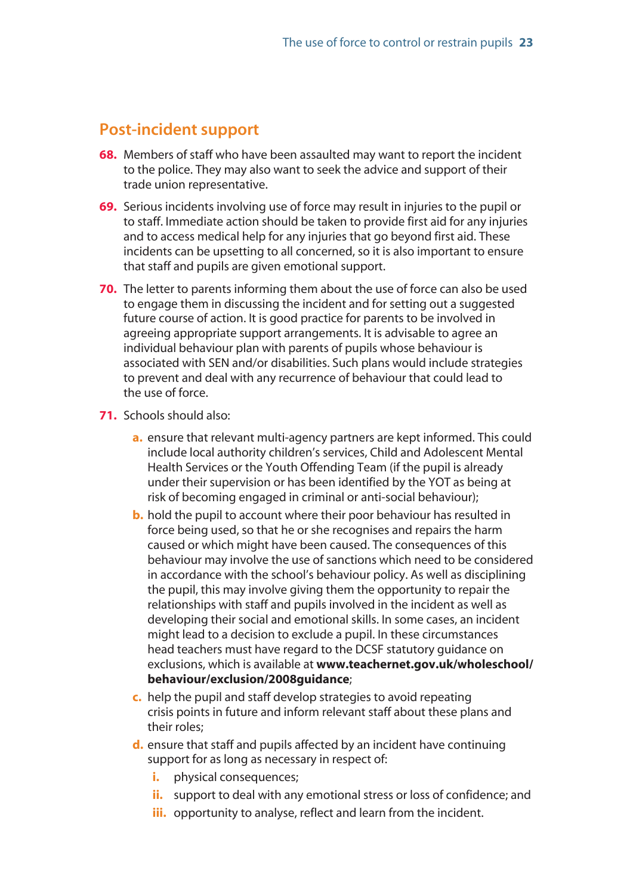## Post-incident support

**68.** Members of staff who have been assaulted may want to report the incident to the police. They may also want to seek the advice and support of their trade union representative.

**69.** Serious incidents involving use of force may result in injuries to the pupil or to staff. Immediate action should be taken to provide first aid for any injuries and to access medical help for any injuries that go beyond first aid. These incidents can be upsetting to all concerned, so it is also important to ensure that staff and pupils are given emotional support.

**70.** The letter to parents informing them about the use of force can also be used to engage them in discussing the incident and for setting out a suggested future course of action. It is good practice for parents to be involved in agreeing appropriate support arrangements. It is advisable to agree an individual behaviour plan with parents of pupils whose behaviour is associated with SEN and/or disabilities. Such plans would include strategies to prevent and deal with any recurrence of behaviour that could lead to the use of force.

**71.** Schools should also:

- **a.** ensure that relevant multi-agency partners are kept informed. This could include local authority children's services, Child and Adolescent Mental Health Services or the Youth Offending Team (if the pupil is already under their supervision or has been identified by the YOT as being at risk of becoming engaged in criminal or anti-social behaviour);
- **b.** hold the pupil to account where their poor behaviour has resulted in force being used, so that he or she recognises and repairs the harm caused or which might have been caused. The consequences of this behaviour may involve the use of sanctions which need to be considered in accordance with the school's behaviour policy. As well as disciplining the pupil, this may involve giving them the opportunity to repair the relationships with staff and pupils involved in the incident as well as developing their social and emotional skills. In some cases, an incident might lead to a decision to exclude a pupil. In these circumstances head teachers must have regard to the DCSF statutory guidance on exclusions, which is available at **www.teachernet.gov.uk/wholeschool/behaviour/exclusion/2008guidance**;
- **c.** help the pupil and staff develop strategies to avoid repeating crisis points in future and inform relevant staff about these plans and their roles;
- **d.** ensure that staff and pupils affected by an incident have continuing support for as long as necessary in respect of:
  - **i.** physical consequences;
  - **ii.** support to deal with any emotional stress or loss of confidence; and
  - **iii.** opportunity to analyse, reflect and learn from the incident.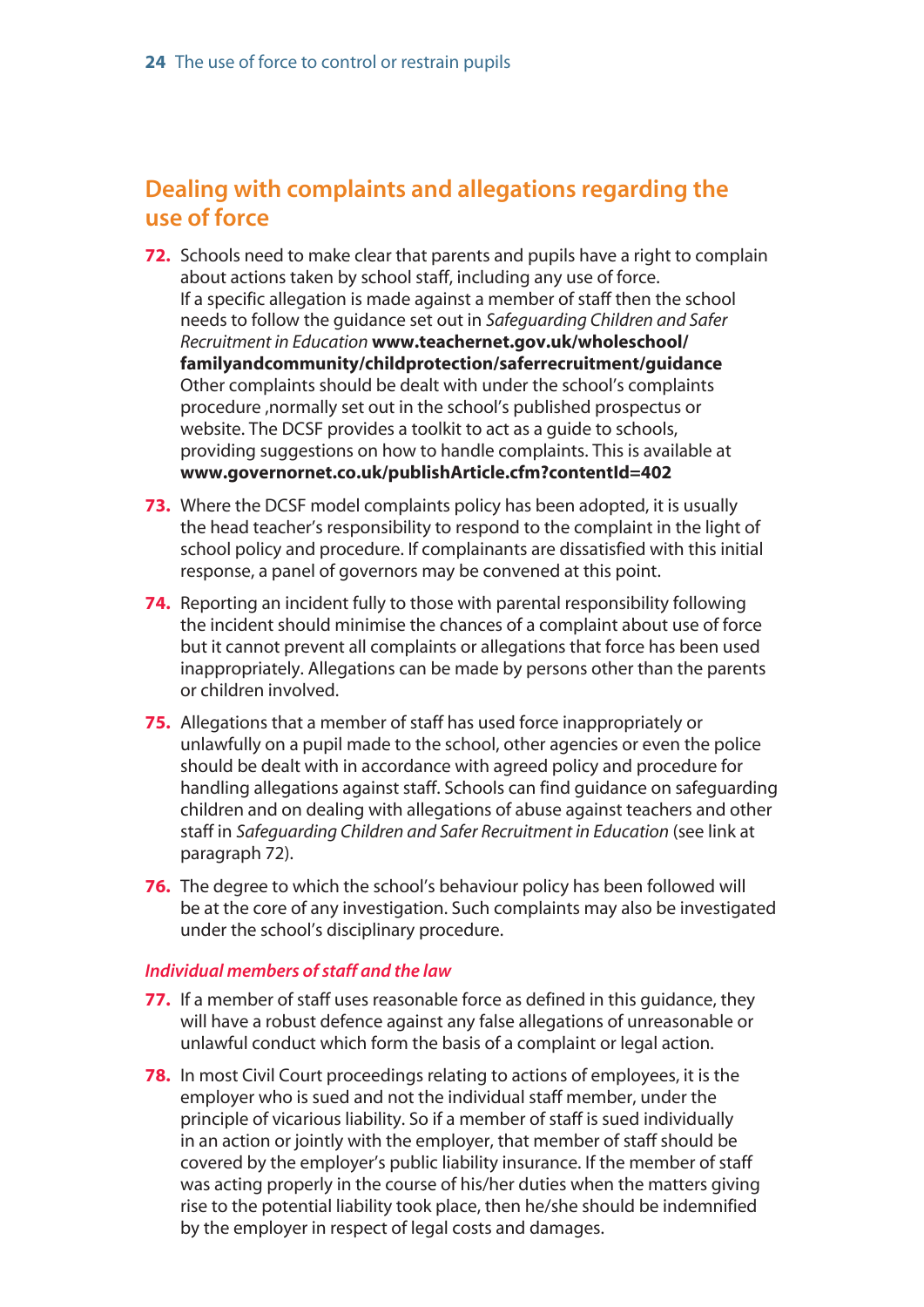## Dealing with complaints and allegations regarding the use of force

**72.** Schools need to make clear that parents and pupils have a right to complain about actions taken by school staff, including any use of force. If a specific allegation is made against a member of staff then the school needs to follow the guidance set out in *Safeguarding Children and Safer Recruitment in Education* **www.teachernet.gov.uk/wholeschool/familyandcommunity/childprotection/saferrecruitment/guidance** Other complaints should be dealt with under the school's complaints procedure ,normally set out in the school's published prospectus or website. The DCSF provides a toolkit to act as a guide to schools, providing suggestions on how to handle complaints. This is available at **www.governornet.co.uk/publishArticle.cfm?contentId=402**

**73.** Where the DCSF model complaints policy has been adopted, it is usually the head teacher's responsibility to respond to the complaint in the light of school policy and procedure. If complainants are dissatisfied with this initial response, a panel of governors may be convened at this point.

**74.** Reporting an incident fully to those with parental responsibility following the incident should minimise the chances of a complaint about use of force but it cannot prevent all complaints or allegations that force has been used inappropriately. Allegations can be made by persons other than the parents or children involved.

**75.** Allegations that a member of staff has used force inappropriately or unlawfully on a pupil made to the school, other agencies or even the police should be dealt with in accordance with agreed policy and procedure for handling allegations against staff. Schools can find guidance on safeguarding children and on dealing with allegations of abuse against teachers and other staff in *Safeguarding Children and Safer Recruitment in Education* (see link at paragraph 72).

**76.** The degree to which the school's behaviour policy has been followed will be at the core of any investigation. Such complaints may also be investigated under the school's disciplinary procedure.

### *Individual members of staff and the law*

**77.** If a member of staff uses reasonable force as defined in this guidance, they will have a robust defence against any false allegations of unreasonable or unlawful conduct which form the basis of a complaint or legal action.

**78.** In most Civil Court proceedings relating to actions of employees, it is the employer who is sued and not the individual staff member, under the principle of vicarious liability. So if a member of staff is sued individually in an action or jointly with the employer, that member of staff should be covered by the employer's public liability insurance. If the member of staff was acting properly in the course of his/her duties when the matters giving rise to the potential liability took place, then he/she should be indemnified by the employer in respect of legal costs and damages.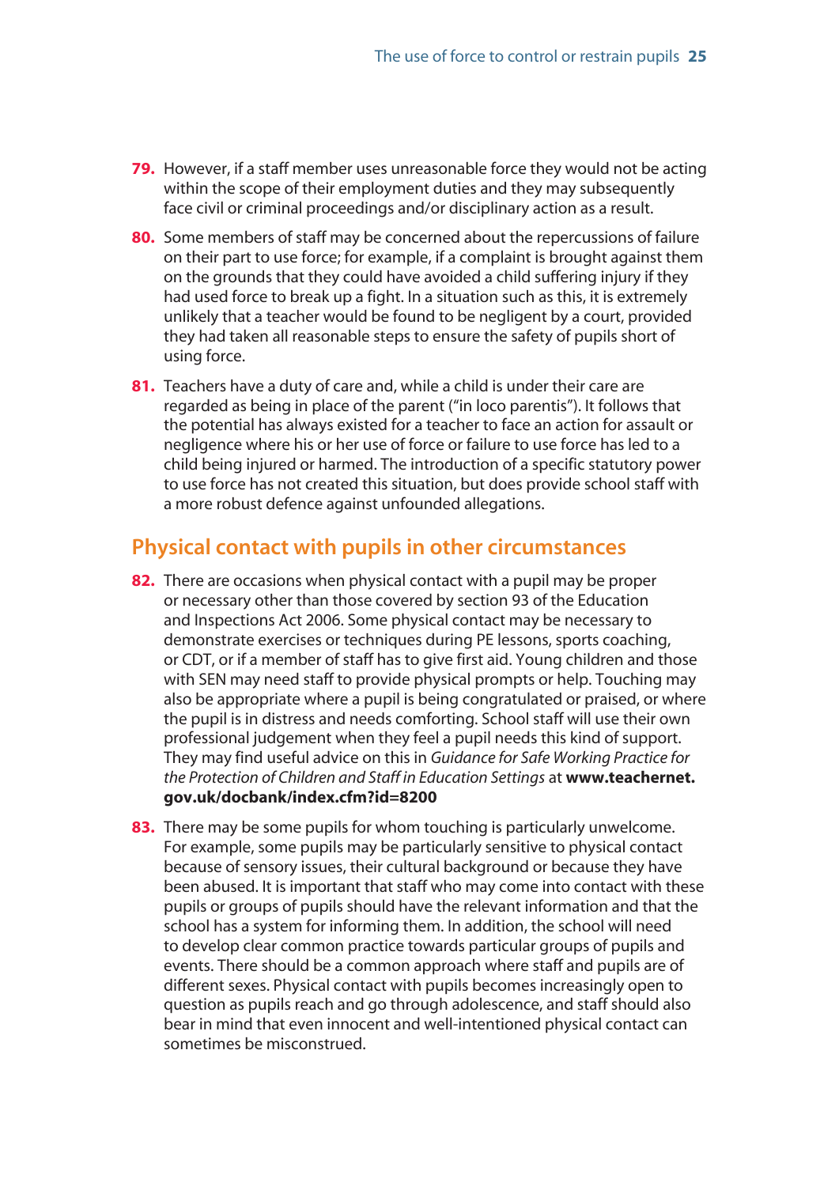79. However, if a staff member uses unreasonable force they would not be acting within the scope of their employment duties and they may subsequently face civil or criminal proceedings and/or disciplinary action as a result.

80. Some members of staff may be concerned about the repercussions of failure on their part to use force; for example, if a complaint is brought against them on the grounds that they could have avoided a child suffering injury if they had used force to break up a fight. In a situation such as this, it is extremely unlikely that a teacher would be found to be negligent by a court, provided they had taken all reasonable steps to ensure the safety of pupils short of using force.

81. Teachers have a duty of care and, while a child is under their care are regarded as being in place of the parent ("in loco parentis"). It follows that the potential has always existed for a teacher to face an action for assault or negligence where his or her use of force or failure to use force has led to a child being injured or harmed. The introduction of a specific statutory power to use force has not created this situation, but does provide school staff with a more robust defence against unfounded allegations.

## Physical contact with pupils in other circumstances

82. There are occasions when physical contact with a pupil may be proper or necessary other than those covered by section 93 of the Education and Inspections Act 2006. Some physical contact may be necessary to demonstrate exercises or techniques during PE lessons, sports coaching, or CDT, or if a member of staff has to give first aid. Young children and those with SEN may need staff to provide physical prompts or help. Touching may also be appropriate where a pupil is being congratulated or praised, or where the pupil is in distress and needs comforting. School staff will use their own professional judgement when they feel a pupil needs this kind of support. They may find useful advice on this in *Guidance for Safe Working Practice for the Protection of Children and Staff in Education Settings* at **www.teachernet.gov.uk/docbank/index.cfm?id=8200**

83. There may be some pupils for whom touching is particularly unwelcome. For example, some pupils may be particularly sensitive to physical contact because of sensory issues, their cultural background or because they have been abused. It is important that staff who may come into contact with these pupils or groups of pupils should have the relevant information and that the school has a system for informing them. In addition, the school will need to develop clear common practice towards particular groups of pupils and events. There should be a common approach where staff and pupils are of different sexes. Physical contact with pupils becomes increasingly open to question as pupils reach and go through adolescence, and staff should also bear in mind that even innocent and well-intentioned physical contact can sometimes be misconstrued.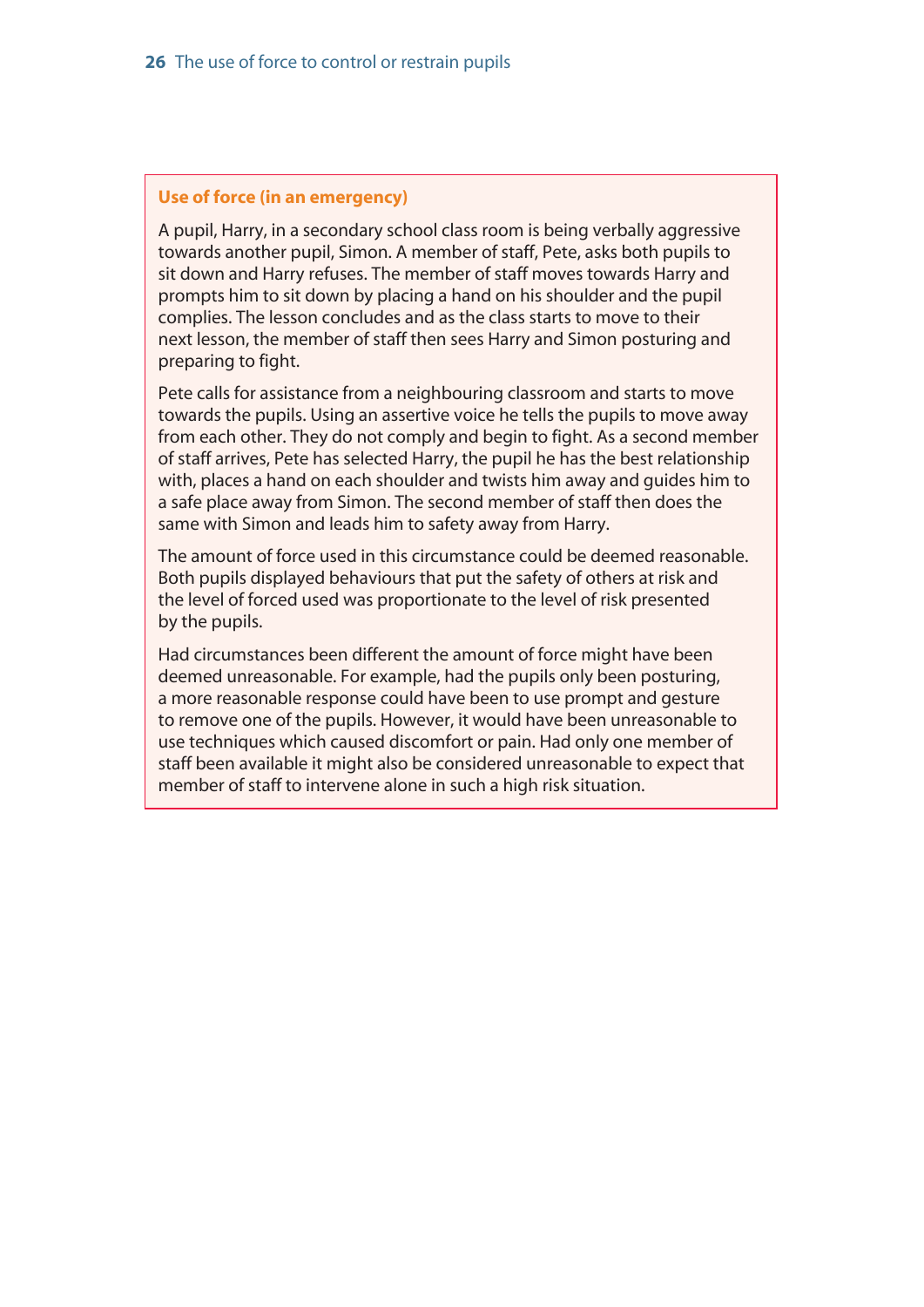### Use of force (in an emergency)

A pupil, Harry, in a secondary school class room is being verbally aggressive towards another pupil, Simon. A member of staff, Pete, asks both pupils to sit down and Harry refuses. The member of staff moves towards Harry and prompts him to sit down by placing a hand on his shoulder and the pupil complies. The lesson concludes and as the class starts to move to their next lesson, the member of staff then sees Harry and Simon posturing and preparing to fight.

Pete calls for assistance from a neighbouring classroom and starts to move towards the pupils. Using an assertive voice he tells the pupils to move away from each other. They do not comply and begin to fight. As a second member of staff arrives, Pete has selected Harry, the pupil he has the best relationship with, places a hand on each shoulder and twists him away and guides him to a safe place away from Simon. The second member of staff then does the same with Simon and leads him to safety away from Harry.

The amount of force used in this circumstance could be deemed reasonable. Both pupils displayed behaviours that put the safety of others at risk and the level of forced used was proportionate to the level of risk presented by the pupils.

Had circumstances been different the amount of force might have been deemed unreasonable. For example, had the pupils only been posturing, a more reasonable response could have been to use prompt and gesture to remove one of the pupils. However, it would have been unreasonable to use techniques which caused discomfort or pain. Had only one member of staff been available it might also be considered unreasonable to expect that member of staff to intervene alone in such a high risk situation.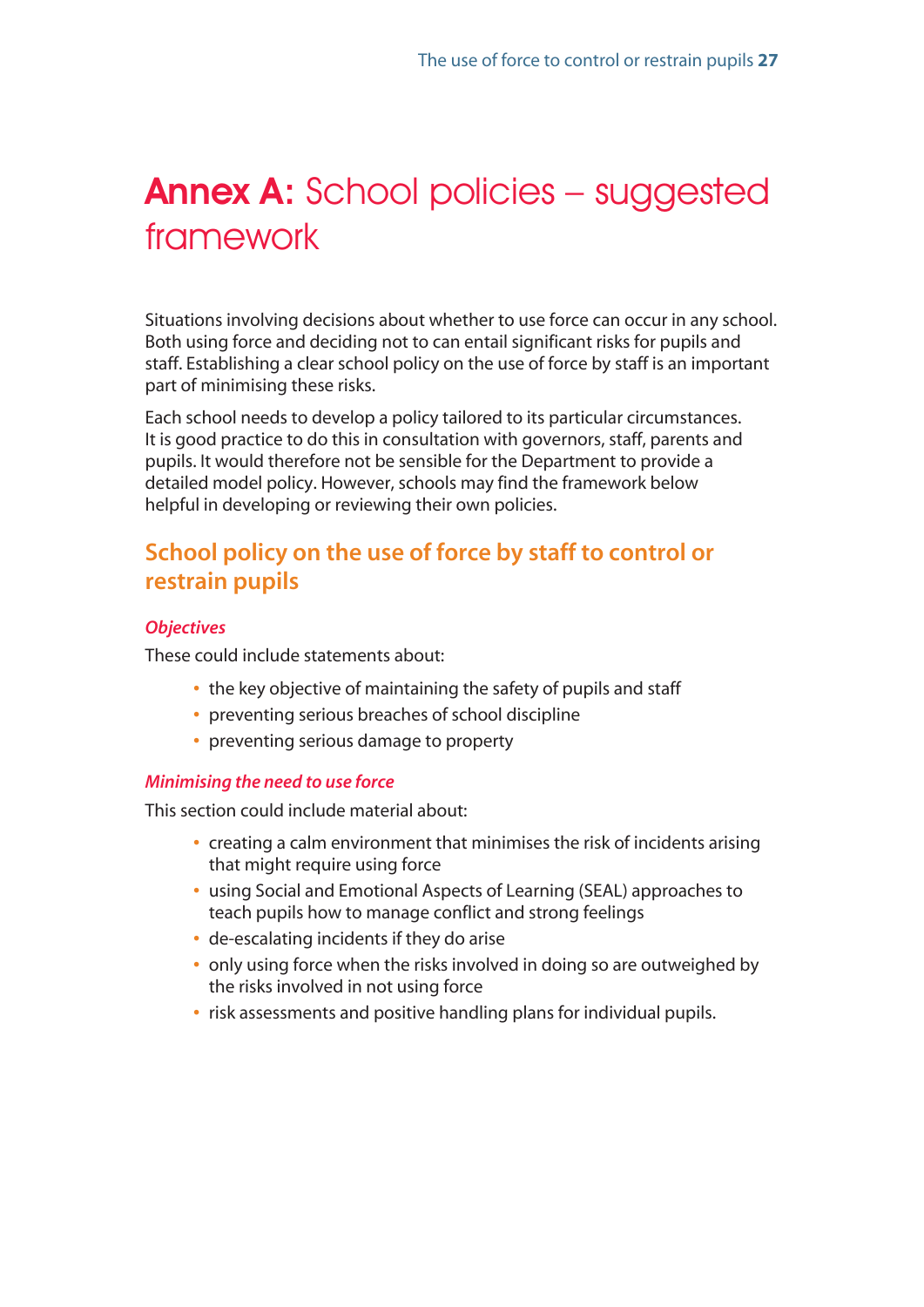# **Annex A:** School policies – suggested framework

Situations involving decisions about whether to use force can occur in any school. Both using force and deciding not to can entail significant risks for pupils and staff. Establishing a clear school policy on the use of force by staff is an important part of minimising these risks.

Each school needs to develop a policy tailored to its particular circumstances. It is good practice to do this in consultation with governors, staff, parents and pupils. It would therefore not be sensible for the Department to provide a detailed model policy. However, schools may find the framework below helpful in developing or reviewing their own policies.

## School policy on the use of force by staff to control or restrain pupils

### *Objectives*

These could include statements about:

- the key objective of maintaining the safety of pupils and staff
- preventing serious breaches of school discipline
- preventing serious damage to property

### *Minimising the need to use force*

This section could include material about:

- creating a calm environment that minimises the risk of incidents arising that might require using force
- using Social and Emotional Aspects of Learning (SEAL) approaches to teach pupils how to manage conflict and strong feelings
- de-escalating incidents if they do arise
- only using force when the risks involved in doing so are outweighed by the risks involved in not using force
- risk assessments and positive handling plans for individual pupils.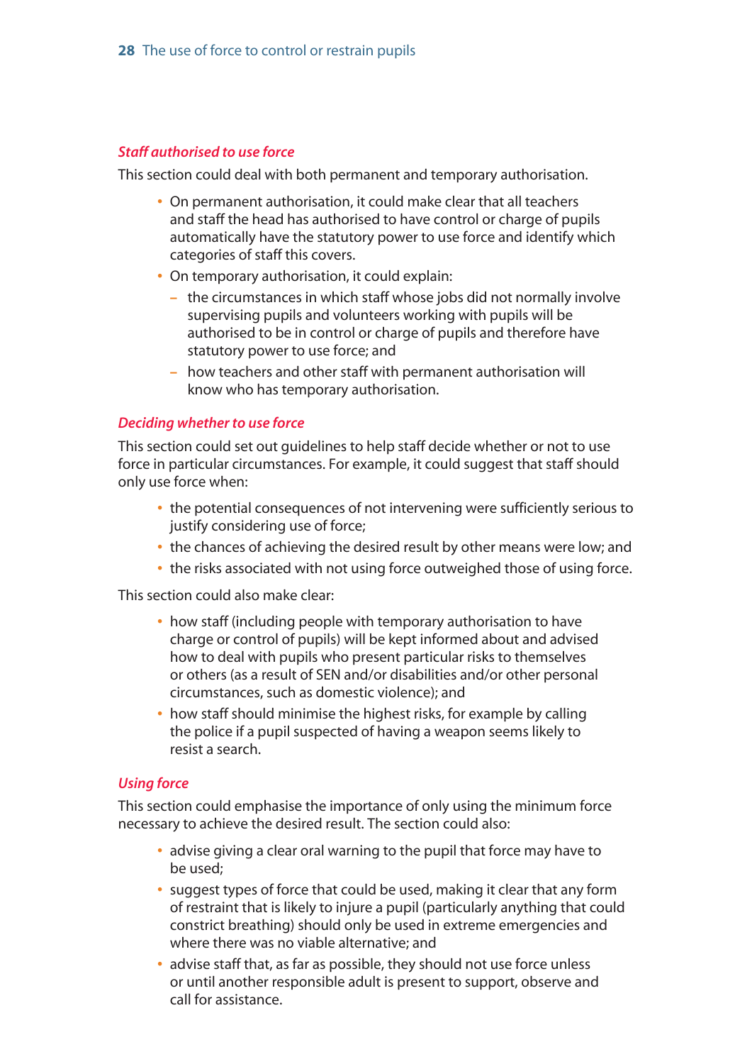### *Staff authorised to use force*

This section could deal with both permanent and temporary authorisation.

- On permanent authorisation, it could make clear that all teachers and staff the head has authorised to have control or charge of pupils automatically have the statutory power to use force and identify which categories of staff this covers.
- On temporary authorisation, it could explain:
  - the circumstances in which staff whose jobs did not normally involve supervising pupils and volunteers working with pupils will be authorised to be in control or charge of pupils and therefore have statutory power to use force; and
  - how teachers and other staff with permanent authorisation will know who has temporary authorisation.

### *Deciding whether to use force*

This section could set out guidelines to help staff decide whether or not to use force in particular circumstances. For example, it could suggest that staff should only use force when:

- the potential consequences of not intervening were sufficiently serious to justify considering use of force;
- the chances of achieving the desired result by other means were low; and
- the risks associated with not using force outweighed those of using force.

This section could also make clear:

- how staff (including people with temporary authorisation to have charge or control of pupils) will be kept informed about and advised how to deal with pupils who present particular risks to themselves or others (as a result of SEN and/or disabilities and/or other personal circumstances, such as domestic violence); and
- how staff should minimise the highest risks, for example by calling the police if a pupil suspected of having a weapon seems likely to resist a search.

### *Using force*

This section could emphasise the importance of only using the minimum force necessary to achieve the desired result. The section could also:

- advise giving a clear oral warning to the pupil that force may have to be used;
- suggest types of force that could be used, making it clear that any form of restraint that is likely to injure a pupil (particularly anything that could constrict breathing) should only be used in extreme emergencies and where there was no viable alternative; and
- advise staff that, as far as possible, they should not use force unless or until another responsible adult is present to support, observe and call for assistance.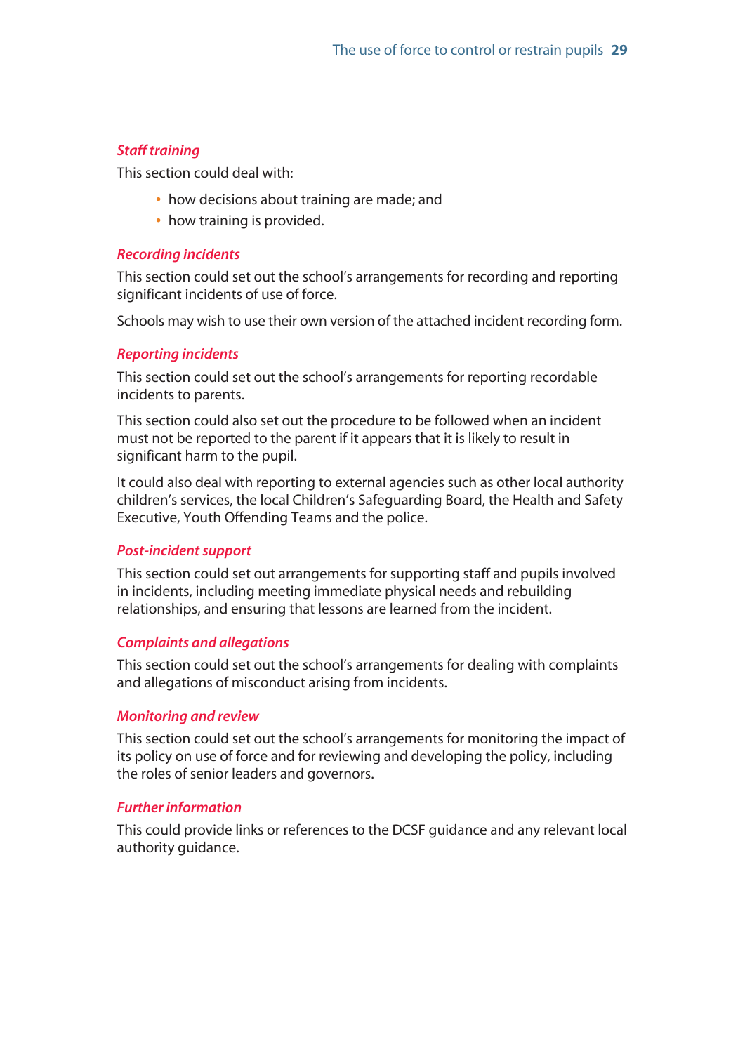### *Staff training*

This section could deal with:

- how decisions about training are made; and
- how training is provided.

### *Recording incidents*

This section could set out the school's arrangements for recording and reporting significant incidents of use of force.

Schools may wish to use their own version of the attached incident recording form.

### *Reporting incidents*

This section could set out the school's arrangements for reporting recordable incidents to parents.

This section could also set out the procedure to be followed when an incident must not be reported to the parent if it appears that it is likely to result in significant harm to the pupil.

It could also deal with reporting to external agencies such as other local authority children's services, the local Children's Safeguarding Board, the Health and Safety Executive, Youth Offending Teams and the police.

### *Post-incident support*

This section could set out arrangements for supporting staff and pupils involved in incidents, including meeting immediate physical needs and rebuilding relationships, and ensuring that lessons are learned from the incident.

### *Complaints and allegations*

This section could set out the school's arrangements for dealing with complaints and allegations of misconduct arising from incidents.

### *Monitoring and review*

This section could set out the school's arrangements for monitoring the impact of its policy on use of force and for reviewing and developing the policy, including the roles of senior leaders and governors.

### *Further information*

This could provide links or references to the DCSF guidance and any relevant local authority guidance.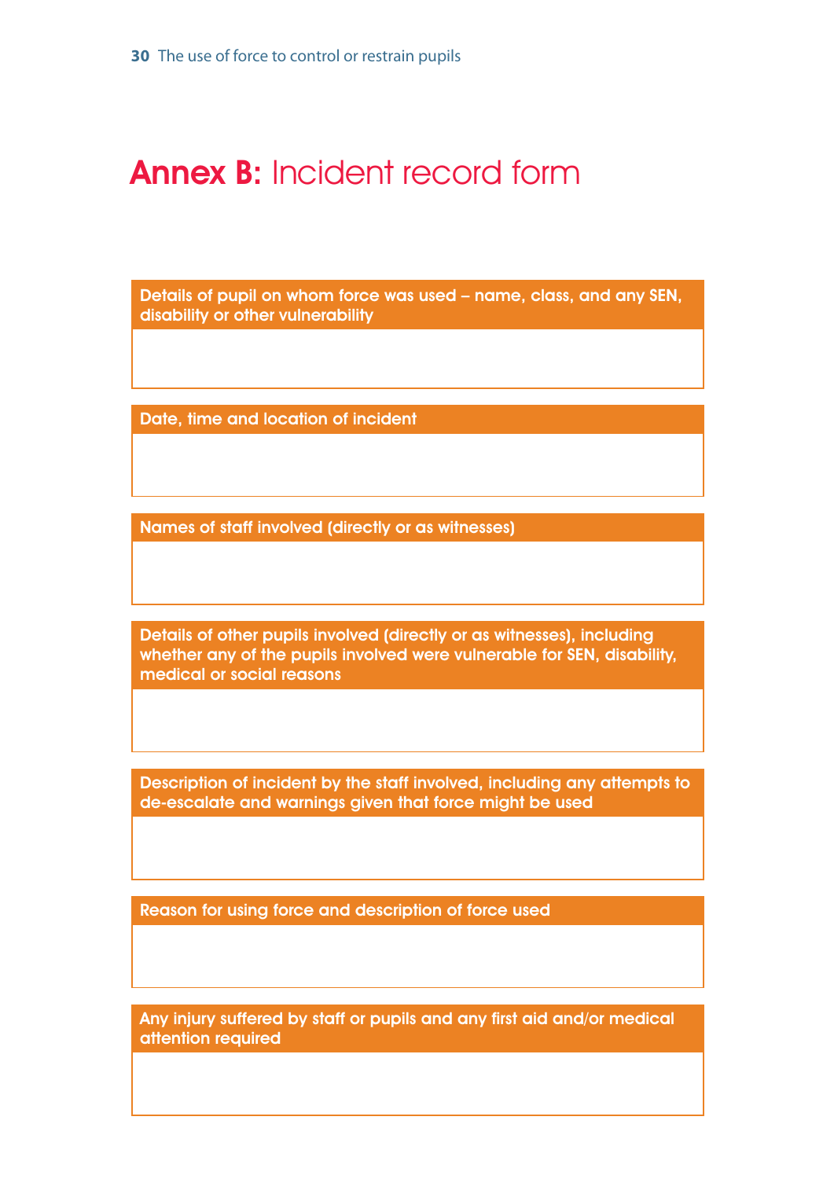# Annex B: Incident record form

| Details of pupil on whom force was used – name, class, and any SEN, disability or other vulnerability |
| --- |
| |

| Date, time and location of incident |
| --- |
| |

| Names of staff involved (directly or as witnesses) |
| --- |
| |

| Details of other pupils involved (directly or as witnesses), including whether any of the pupils involved were vulnerable for SEN, disability, medical or social reasons |
| --- |
| |

| Description of incident by the staff involved, including any attempts to de-escalate and warnings given that force might be used |
| --- |
| |

| Reason for using force and description of force used |
| --- |
| |

| Any injury suffered by staff or pupils and any first aid and/or medical attention required |
| --- |
| |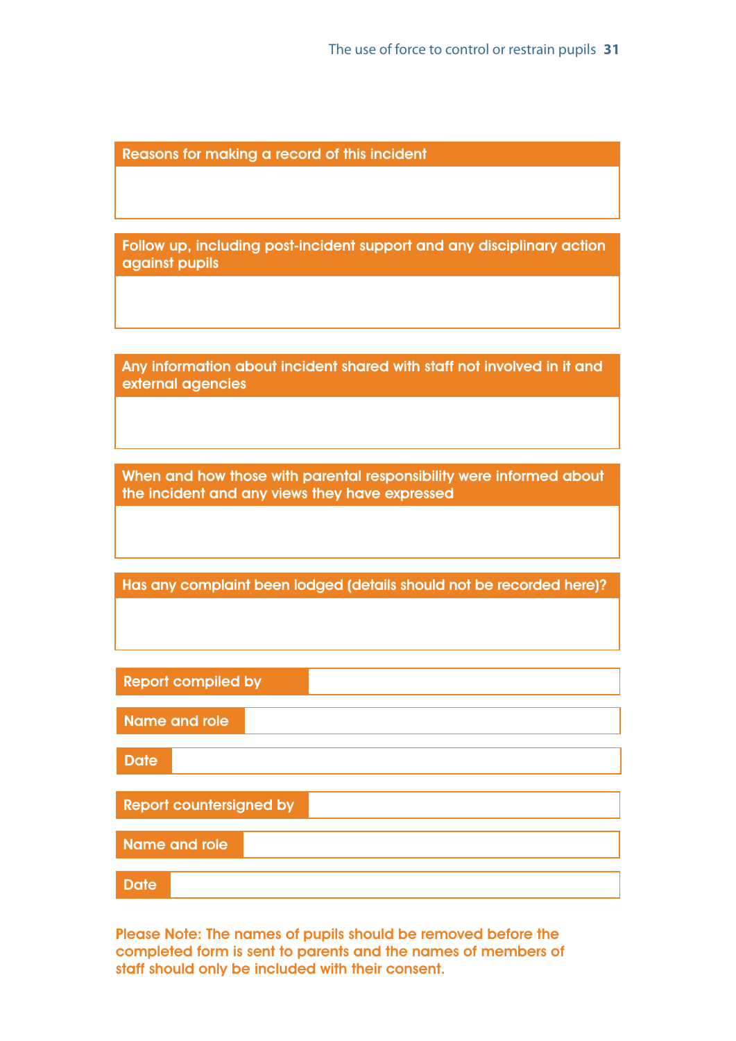| Reasons for making a record of this incident |
|---|
| |

| Follow up, including post-incident support and any disciplinary action against pupils |
|---|
| |

| Any information about incident shared with staff not involved in it and external agencies |
|---|
| |

| When and how those with parental responsibility were informed about the incident and any views they have expressed |
|---|
| |

| Has any complaint been lodged (details should not be recorded here)? |
|---|
| |

| Report compiled by | |
|---|---|
| Name and role | |
| Date | |

| Report countersigned by | |
|---|---|
| Name and role | |
| Date | |

**Please Note: The names of pupils should be removed before the completed form is sent to parents and the names of members of staff should only be included with their consent.**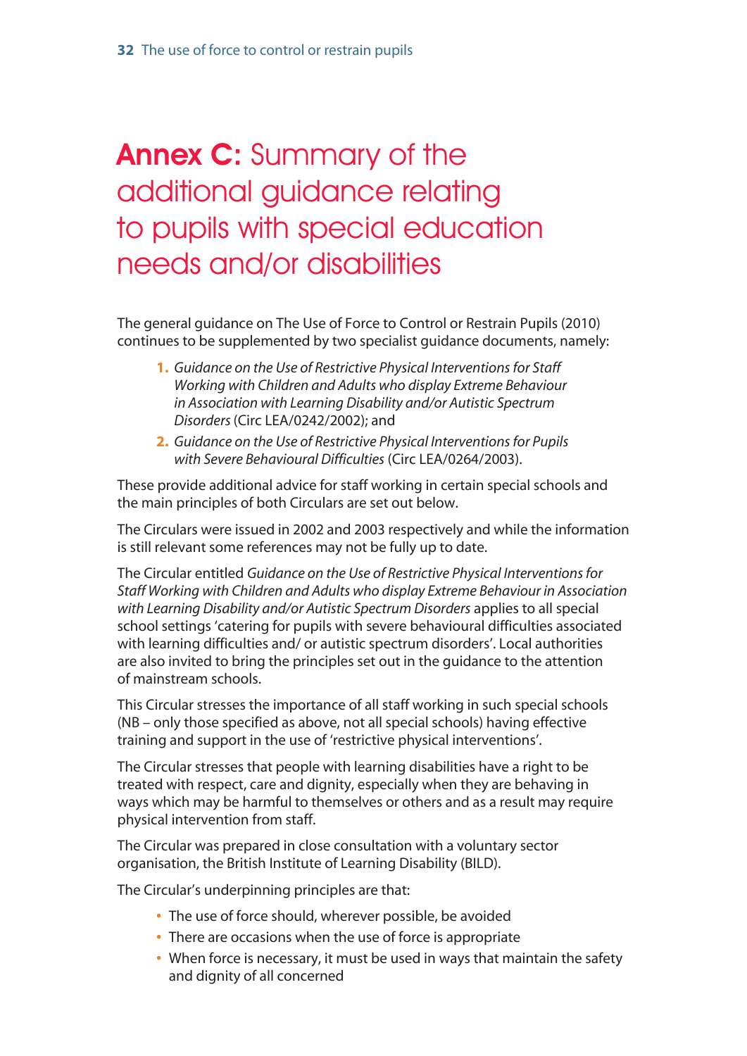# **Annex C:** Summary of the additional guidance relating to pupils with special education needs and/or disabilities

The general guidance on The Use of Force to Control or Restrain Pupils (2010) continues to be supplemented by two specialist guidance documents, namely:

1. *Guidance on the Use of Restrictive Physical Interventions for Staff Working with Children and Adults who display Extreme Behaviour in Association with Learning Disability and/or Autistic Spectrum Disorders* (Circ LEA/0242/2002); and
2. *Guidance on the Use of Restrictive Physical Interventions for Pupils with Severe Behavioural Difficulties* (Circ LEA/0264/2003).

These provide additional advice for staff working in certain special schools and the main principles of both Circulars are set out below.

The Circulars were issued in 2002 and 2003 respectively and while the information is still relevant some references may not be fully up to date.

The Circular entitled *Guidance on the Use of Restrictive Physical Interventions for Staff Working with Children and Adults who display Extreme Behaviour in Association with Learning Disability and/or Autistic Spectrum Disorders* applies to all special school settings 'catering for pupils with severe behavioural difficulties associated with learning difficulties and/ or autistic spectrum disorders'. Local authorities are also invited to bring the principles set out in the guidance to the attention of mainstream schools.

This Circular stresses the importance of all staff working in such special schools (NB – only those specified as above, not all special schools) having effective training and support in the use of 'restrictive physical interventions'.

The Circular stresses that people with learning disabilities have a right to be treated with respect, care and dignity, especially when they are behaving in ways which may be harmful to themselves or others and as a result may require physical intervention from staff.

The Circular was prepared in close consultation with a voluntary sector organisation, the British Institute of Learning Disability (BILD).

The Circular's underpinning principles are that:

- The use of force should, wherever possible, be avoided
- There are occasions when the use of force is appropriate
- When force is necessary, it must be used in ways that maintain the safety and dignity of all concerned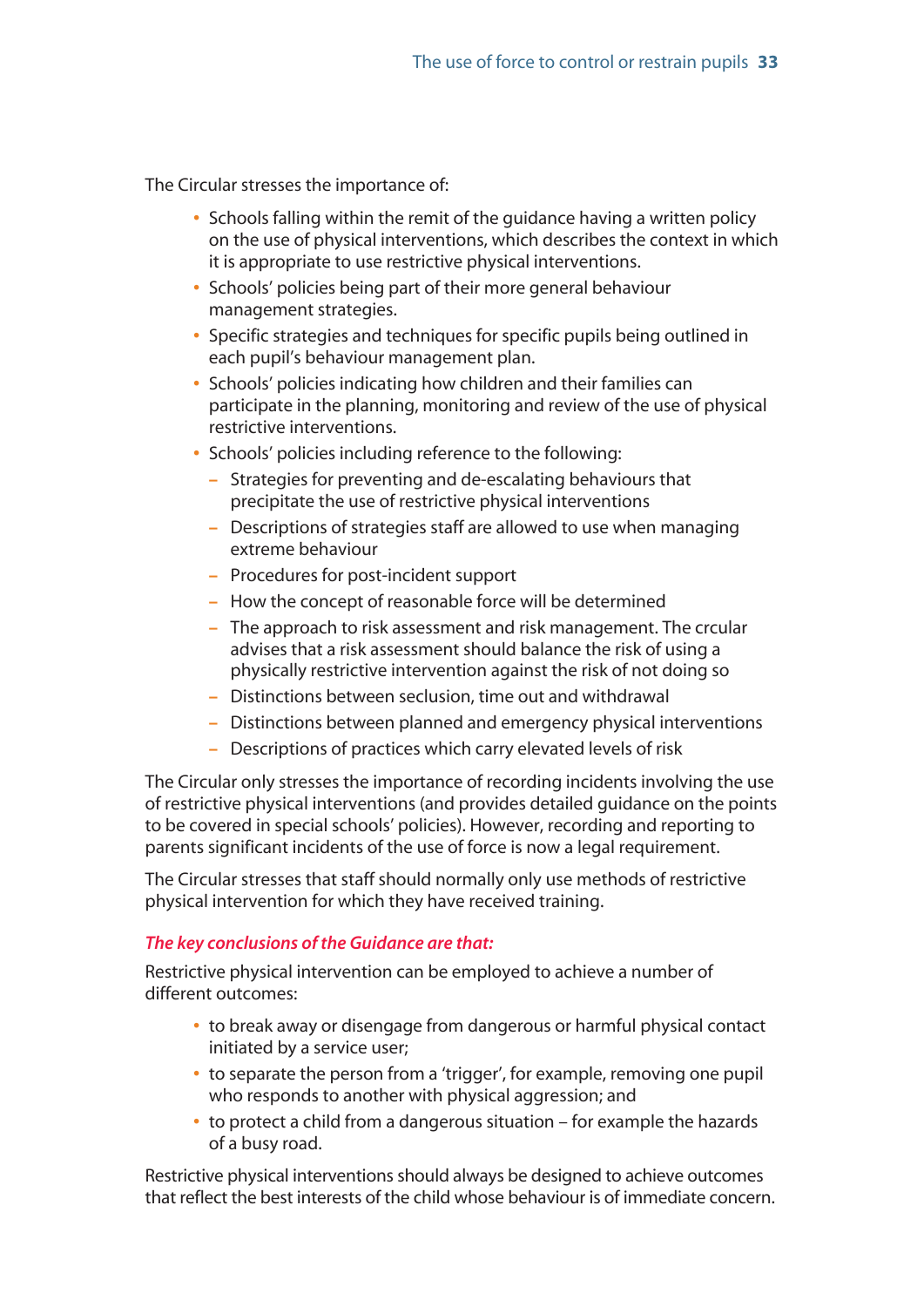The Circular stresses the importance of:

- Schools falling within the remit of the guidance having a written policy on the use of physical interventions, which describes the context in which it is appropriate to use restrictive physical interventions.
- Schools' policies being part of their more general behaviour management strategies.
- Specific strategies and techniques for specific pupils being outlined in each pupil's behaviour management plan.
- Schools' policies indicating how children and their families can participate in the planning, monitoring and review of the use of physical restrictive interventions.
- Schools' policies including reference to the following:
  - Strategies for preventing and de-escalating behaviours that precipitate the use of restrictive physical interventions
  - Descriptions of strategies staff are allowed to use when managing extreme behaviour
  - Procedures for post-incident support
  - How the concept of reasonable force will be determined
  - The approach to risk assessment and risk management. The crcular advises that a risk assessment should balance the risk of using a physically restrictive intervention against the risk of not doing so
  - Distinctions between seclusion, time out and withdrawal
  - Distinctions between planned and emergency physical interventions
  - Descriptions of practices which carry elevated levels of risk

The Circular only stresses the importance of recording incidents involving the use of restrictive physical interventions (and provides detailed guidance on the points to be covered in special schools' policies). However, recording and reporting to parents significant incidents of the use of force is now a legal requirement.

The Circular stresses that staff should normally only use methods of restrictive physical intervention for which they have received training.

***The key conclusions of the Guidance are that:***

Restrictive physical intervention can be employed to achieve a number of different outcomes:

- to break away or disengage from dangerous or harmful physical contact initiated by a service user;
- to separate the person from a 'trigger', for example, removing one pupil who responds to another with physical aggression; and
- to protect a child from a dangerous situation – for example the hazards of a busy road.

Restrictive physical interventions should always be designed to achieve outcomes that reflect the best interests of the child whose behaviour is of immediate concern.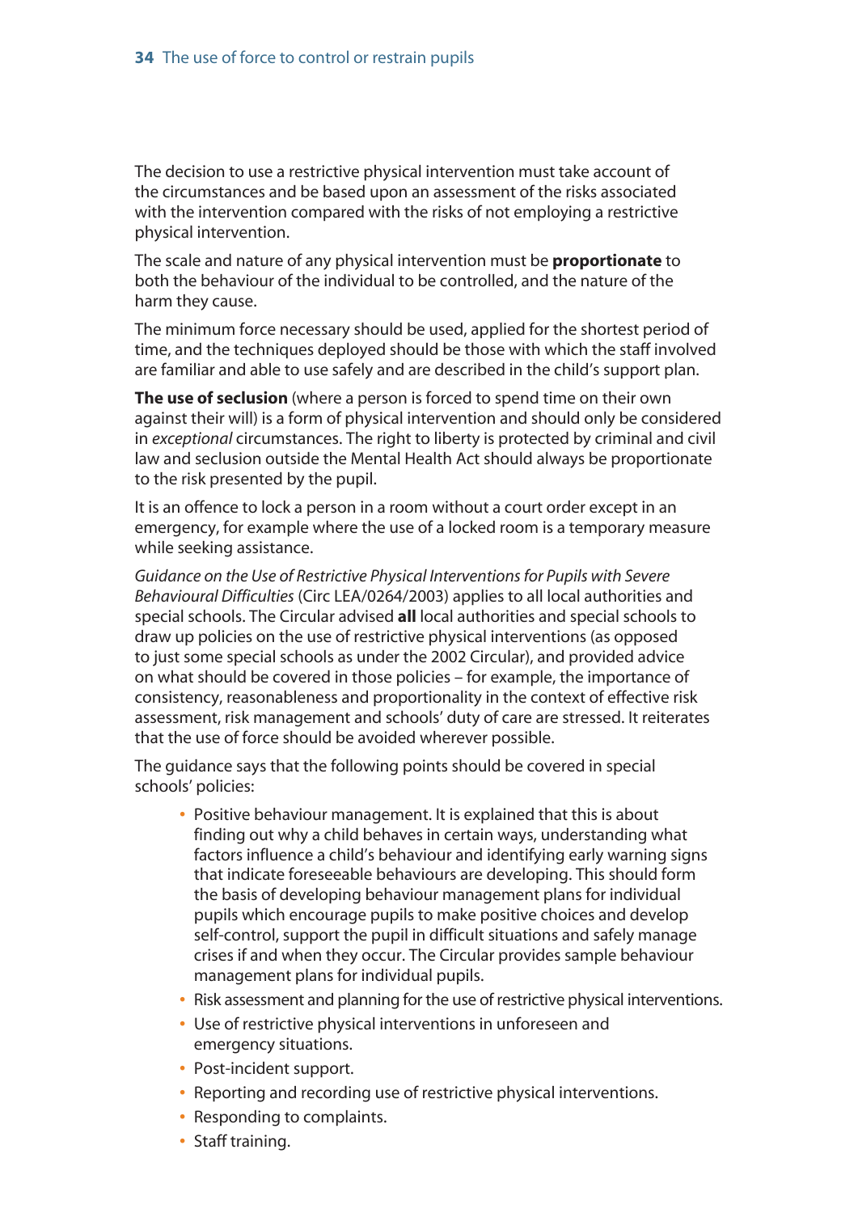The decision to use a restrictive physical intervention must take account of the circumstances and be based upon an assessment of the risks associated with the intervention compared with the risks of not employing a restrictive physical intervention.

The scale and nature of any physical intervention must be **proportionate** to both the behaviour of the individual to be controlled, and the nature of the harm they cause.

The minimum force necessary should be used, applied for the shortest period of time, and the techniques deployed should be those with which the staff involved are familiar and able to use safely and are described in the child's support plan.

**The use of seclusion** (where a person is forced to spend time on their own against their will) is a form of physical intervention and should only be considered in *exceptional* circumstances. The right to liberty is protected by criminal and civil law and seclusion outside the Mental Health Act should always be proportionate to the risk presented by the pupil.

It is an offence to lock a person in a room without a court order except in an emergency, for example where the use of a locked room is a temporary measure while seeking assistance.

*Guidance on the Use of Restrictive Physical Interventions for Pupils with Severe Behavioural Difficulties* (Circ LEA/0264/2003) applies to all local authorities and special schools. The Circular advised **all** local authorities and special schools to draw up policies on the use of restrictive physical interventions (as opposed to just some special schools as under the 2002 Circular), and provided advice on what should be covered in those policies – for example, the importance of consistency, reasonableness and proportionality in the context of effective risk assessment, risk management and schools' duty of care are stressed. It reiterates that the use of force should be avoided wherever possible.

The guidance says that the following points should be covered in special schools' policies:

- Positive behaviour management. It is explained that this is about finding out why a child behaves in certain ways, understanding what factors influence a child's behaviour and identifying early warning signs that indicate foreseeable behaviours are developing. This should form the basis of developing behaviour management plans for individual pupils which encourage pupils to make positive choices and develop self-control, support the pupil in difficult situations and safely manage crises if and when they occur. The Circular provides sample behaviour management plans for individual pupils.
- Risk assessment and planning for the use of restrictive physical interventions.
- Use of restrictive physical interventions in unforeseen and emergency situations.
- Post-incident support.
- Reporting and recording use of restrictive physical interventions.
- Responding to complaints.
- Staff training.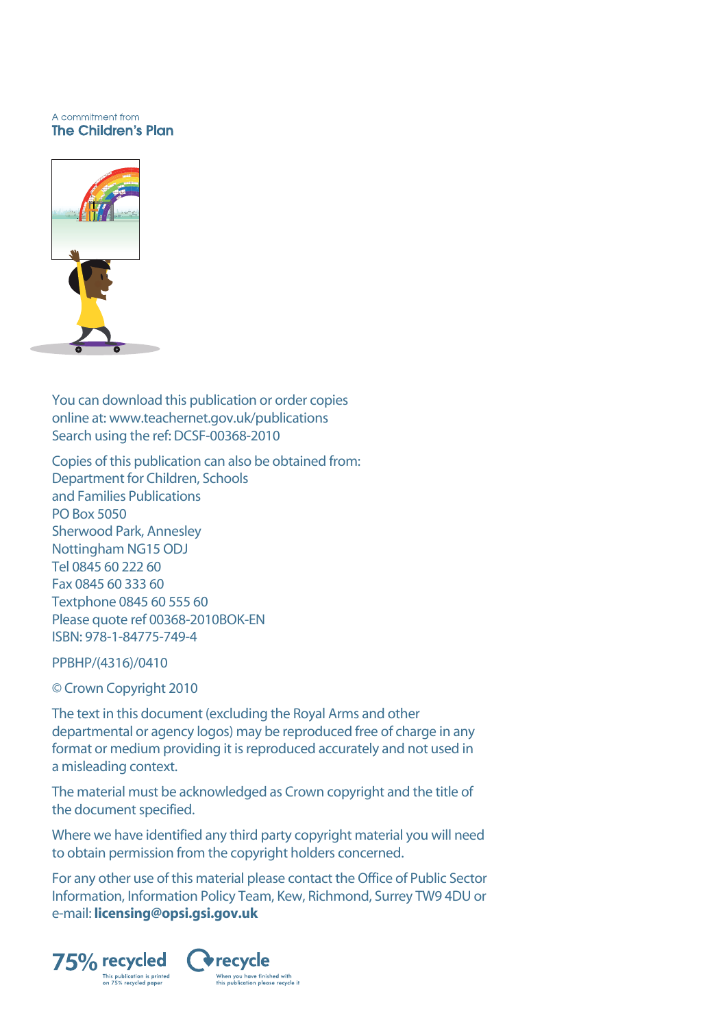A commitment from
**The Children's Plan**

You can download this publication or order copies online at: www.teachernet.gov.uk/publications
Search using the ref: DCSF-00368-2010

Copies of this publication can also be obtained from:
Department for Children, Schools and Families Publications
PO Box 5050
Sherwood Park, Annesley
Nottingham NG15 ODJ
Tel 0845 60 222 60
Fax 0845 60 333 60
Textphone 0845 60 555 60
Please quote ref 00368-2010BOK-EN
ISBN: 978-1-84775-749-4

PPBHP/(4316)/0410

© Crown Copyright 2010

The text in this document (excluding the Royal Arms and other departmental or agency logos) may be reproduced free of charge in any format or medium providing it is reproduced accurately and not used in a misleading context.

The material must be acknowledged as Crown copyright and the title of the document specified.

Where we have identified any third party copyright material you will need to obtain permission from the copyright holders concerned.

For any other use of this material please contact the Office of Public Sector Information, Information Policy Team, Kew, Richmond, Surrey TW9 4DU or e-mail: **licensing@opsi.gsi.gov.uk**

**75% recycled**
This publication is printed on 75% recycled paper

**recycle**
When you have finished with this publication please recycle it